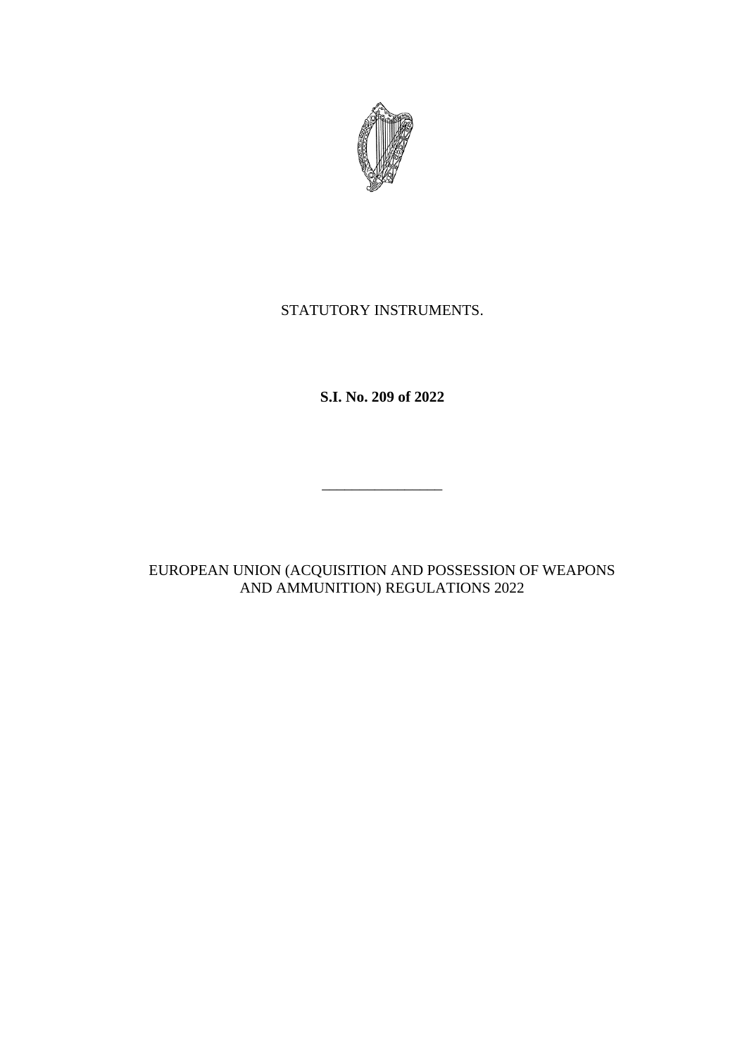STATUTORY INSTRUMENTS.

**S.I. No. 209 of 2022**

---

EUROPEAN UNION (ACQUISITION AND POSSESSION OF WEAPONS AND AMMUNITION) REGULATIONS 2022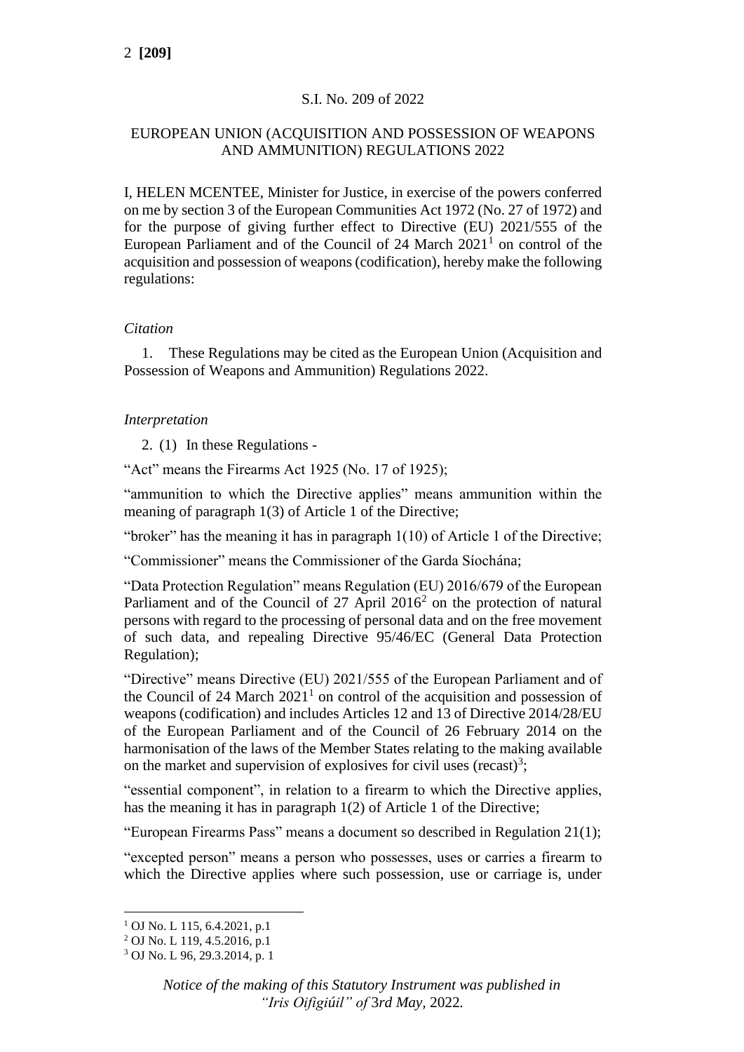S.I. No. 209 of 2022

EUROPEAN UNION (ACQUISITION AND POSSESSION OF WEAPONS AND AMMUNITION) REGULATIONS 2022

I, HELEN MCENTEE, Minister for Justice, in exercise of the powers conferred on me by section 3 of the European Communities Act 1972 (No. 27 of 1972) and for the purpose of giving further effect to Directive (EU) 2021/555 of the European Parliament and of the Council of 24 March 2021[1] on control of the acquisition and possession of weapons (codification), hereby make the following regulations:

*Citation*

1. These Regulations may be cited as the European Union (Acquisition and Possession of Weapons and Ammunition) Regulations 2022.

*Interpretation*

2. (1) In these Regulations -

"Act" means the Firearms Act 1925 (No. 17 of 1925);

"ammunition to which the Directive applies" means ammunition within the meaning of paragraph 1(3) of Article 1 of the Directive;

"broker" has the meaning it has in paragraph 1(10) of Article 1 of the Directive;

"Commissioner" means the Commissioner of the Garda Síochána;

"Data Protection Regulation" means Regulation (EU) 2016/679 of the European Parliament and of the Council of 27 April 2016[2] on the protection of natural persons with regard to the processing of personal data and on the free movement of such data, and repealing Directive 95/46/EC (General Data Protection Regulation);

"Directive" means Directive (EU) 2021/555 of the European Parliament and of the Council of 24 March 2021[1] on control of the acquisition and possession of weapons (codification) and includes Articles 12 and 13 of Directive 2014/28/EU of the European Parliament and of the Council of 26 February 2014 on the harmonisation of the laws of the Member States relating to the making available on the market and supervision of explosives for civil uses (recast)[3];

"essential component", in relation to a firearm to which the Directive applies, has the meaning it has in paragraph 1(2) of Article 1 of the Directive;

"European Firearms Pass" means a document so described in Regulation 21(1);

"excepted person" means a person who possesses, uses or carries a firearm to which the Directive applies where such possession, use or carriage is, under

[1] OJ No. L 115, 6.4.2021, p.1

[2] OJ No. L 119, 4.5.2016, p.1

[3] OJ No. L 96, 29.3.2014, p. 1

*Notice of the making of this Statutory Instrument was published in "Iris Oifigiúil" of 3rd May, 2022.*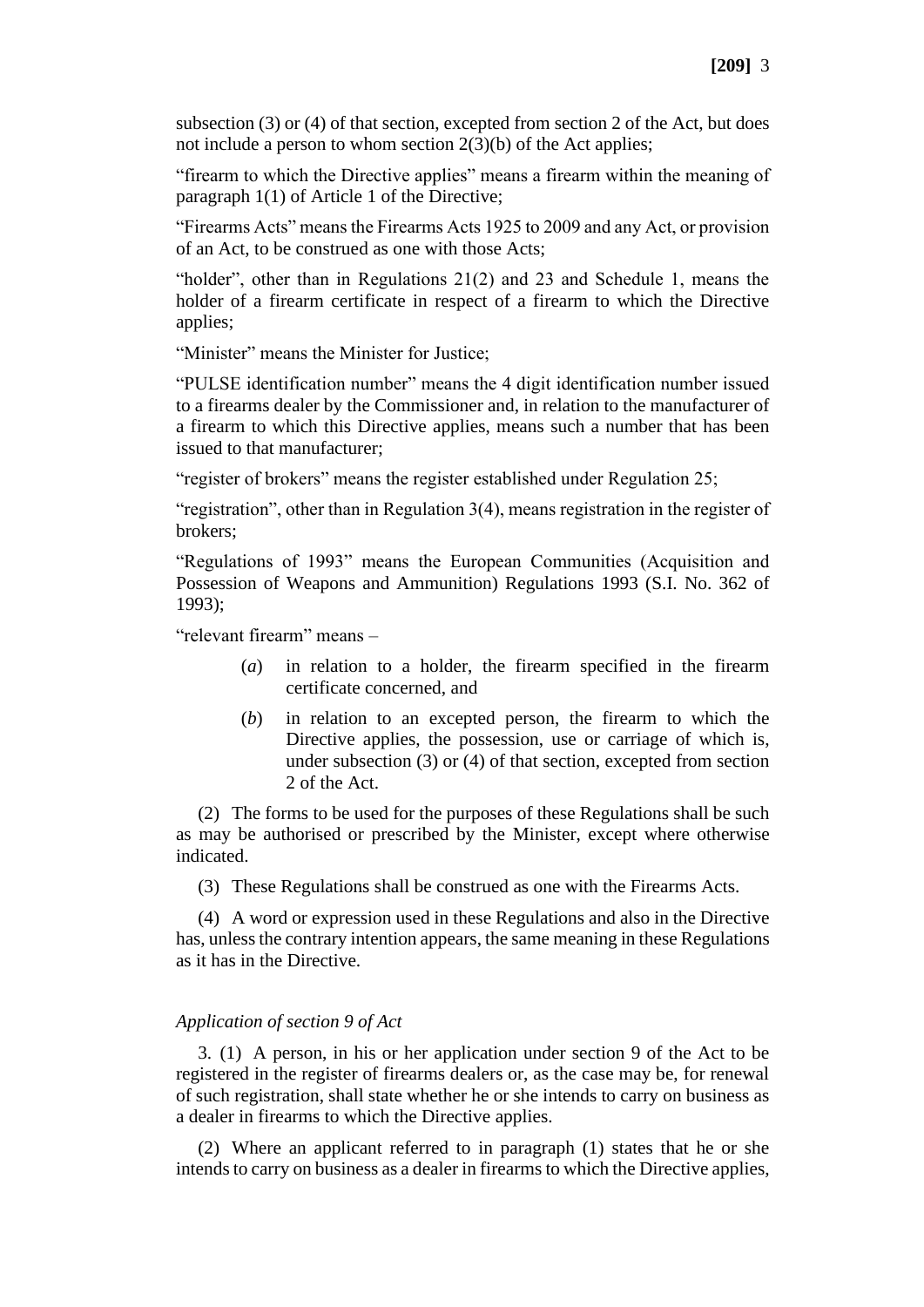subsection (3) or (4) of that section, excepted from section 2 of the Act, but does not include a person to whom section 2(3)(b) of the Act applies;

"firearm to which the Directive applies" means a firearm within the meaning of paragraph 1(1) of Article 1 of the Directive;

"Firearms Acts" means the Firearms Acts 1925 to 2009 and any Act, or provision of an Act, to be construed as one with those Acts;

"holder", other than in Regulations 21(2) and 23 and Schedule 1, means the holder of a firearm certificate in respect of a firearm to which the Directive applies;

"Minister" means the Minister for Justice;

"PULSE identification number" means the 4 digit identification number issued to a firearms dealer by the Commissioner and, in relation to the manufacturer of a firearm to which this Directive applies, means such a number that has been issued to that manufacturer;

"register of brokers" means the register established under Regulation 25;

"registration", other than in Regulation 3(4), means registration in the register of brokers;

"Regulations of 1993" means the European Communities (Acquisition and Possession of Weapons and Ammunition) Regulations 1993 (S.I. No. 362 of 1993);

"relevant firearm" means –

- (*a*) in relation to a holder, the firearm specified in the firearm certificate concerned, and
- (*b*) in relation to an excepted person, the firearm to which the Directive applies, the possession, use or carriage of which is, under subsection (3) or (4) of that section, excepted from section 2 of the Act.

(2) The forms to be used for the purposes of these Regulations shall be such as may be authorised or prescribed by the Minister, except where otherwise indicated.

(3) These Regulations shall be construed as one with the Firearms Acts.

(4) A word or expression used in these Regulations and also in the Directive has, unless the contrary intention appears, the same meaning in these Regulations as it has in the Directive.

*Application of section 9 of Act*

3. (1) A person, in his or her application under section 9 of the Act to be registered in the register of firearms dealers or, as the case may be, for renewal of such registration, shall state whether he or she intends to carry on business as a dealer in firearms to which the Directive applies.

(2) Where an applicant referred to in paragraph (1) states that he or she intends to carry on business as a dealer in firearms to which the Directive applies,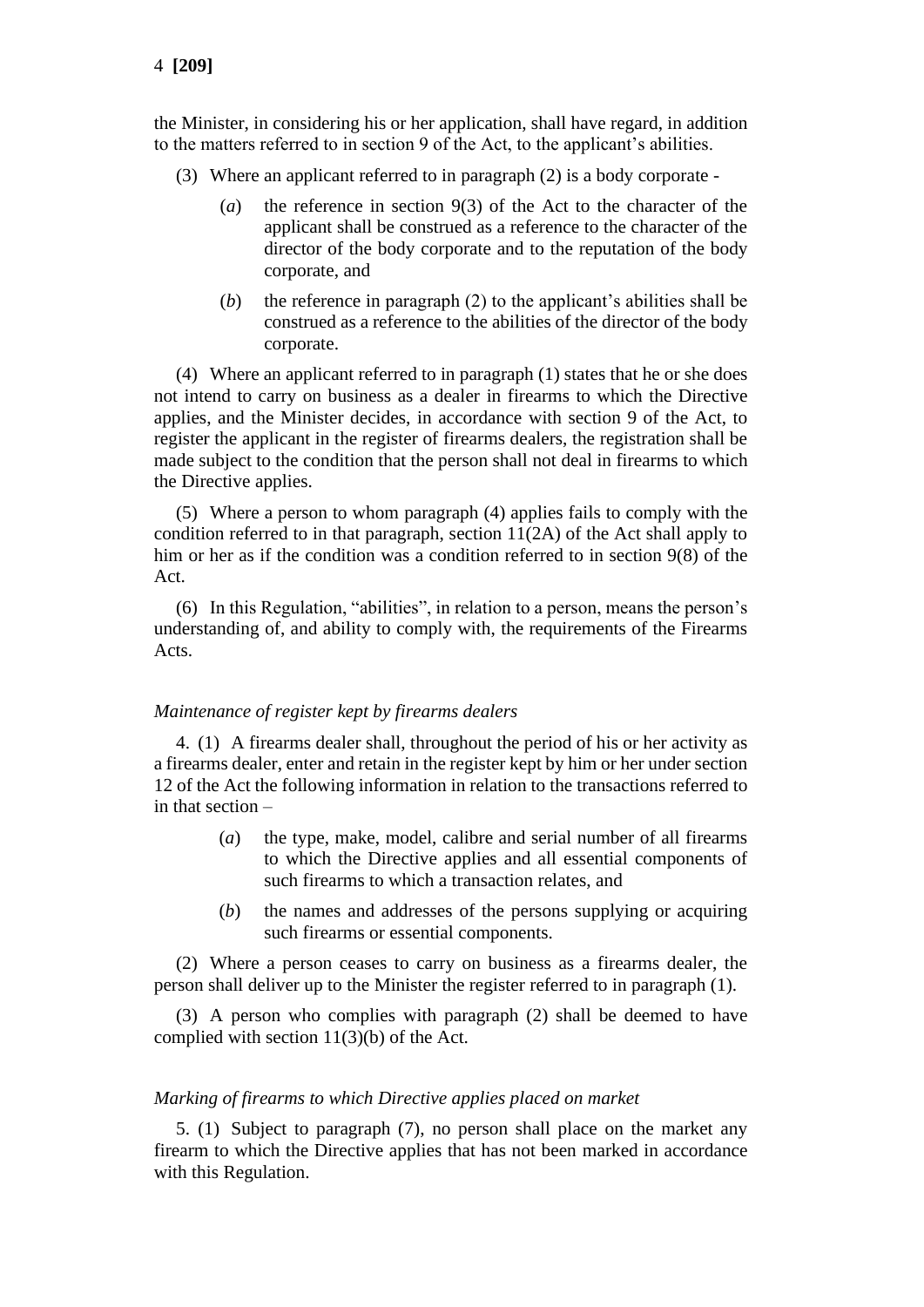the Minister, in considering his or her application, shall have regard, in addition to the matters referred to in section 9 of the Act, to the applicant's abilities.

(3) Where an applicant referred to in paragraph (2) is a body corporate -

(*a*) the reference in section 9(3) of the Act to the character of the applicant shall be construed as a reference to the character of the director of the body corporate and to the reputation of the body corporate, and

(*b*) the reference in paragraph (2) to the applicant's abilities shall be construed as a reference to the abilities of the director of the body corporate.

(4) Where an applicant referred to in paragraph (1) states that he or she does not intend to carry on business as a dealer in firearms to which the Directive applies, and the Minister decides, in accordance with section 9 of the Act, to register the applicant in the register of firearms dealers, the registration shall be made subject to the condition that the person shall not deal in firearms to which the Directive applies.

(5) Where a person to whom paragraph (4) applies fails to comply with the condition referred to in that paragraph, section 11(2A) of the Act shall apply to him or her as if the condition was a condition referred to in section 9(8) of the Act.

(6) In this Regulation, "abilities", in relation to a person, means the person's understanding of, and ability to comply with, the requirements of the Firearms Acts.

*Maintenance of register kept by firearms dealers*

4. (1) A firearms dealer shall, throughout the period of his or her activity as a firearms dealer, enter and retain in the register kept by him or her under section 12 of the Act the following information in relation to the transactions referred to in that section –

(*a*) the type, make, model, calibre and serial number of all firearms to which the Directive applies and all essential components of such firearms to which a transaction relates, and

(*b*) the names and addresses of the persons supplying or acquiring such firearms or essential components.

(2) Where a person ceases to carry on business as a firearms dealer, the person shall deliver up to the Minister the register referred to in paragraph (1).

(3) A person who complies with paragraph (2) shall be deemed to have complied with section 11(3)(b) of the Act.

*Marking of firearms to which Directive applies placed on market*

5. (1) Subject to paragraph (7), no person shall place on the market any firearm to which the Directive applies that has not been marked in accordance with this Regulation.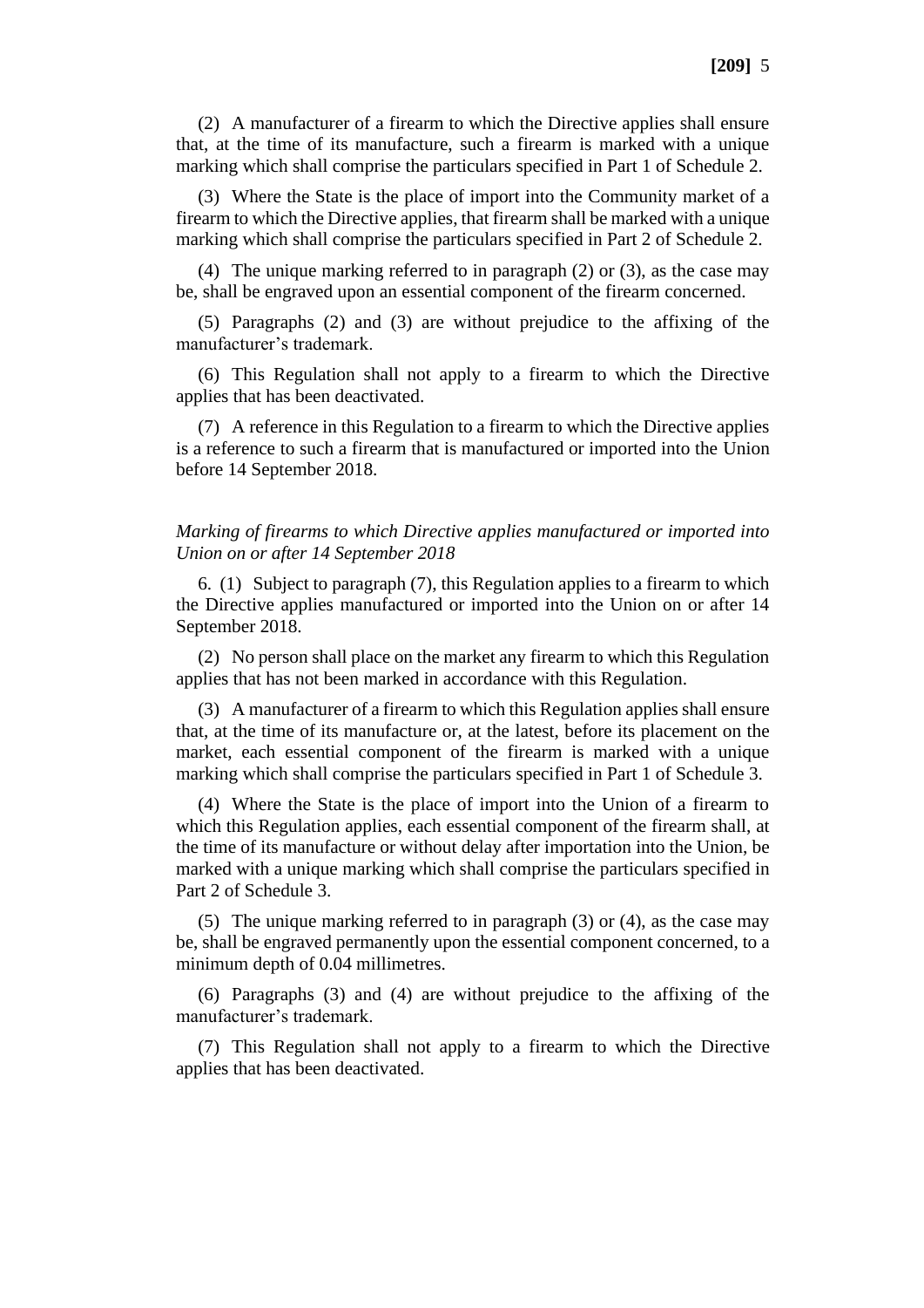(2) A manufacturer of a firearm to which the Directive applies shall ensure that, at the time of its manufacture, such a firearm is marked with a unique marking which shall comprise the particulars specified in Part 1 of Schedule 2.

(3) Where the State is the place of import into the Community market of a firearm to which the Directive applies, that firearm shall be marked with a unique marking which shall comprise the particulars specified in Part 2 of Schedule 2.

(4) The unique marking referred to in paragraph (2) or (3), as the case may be, shall be engraved upon an essential component of the firearm concerned.

(5) Paragraphs (2) and (3) are without prejudice to the affixing of the manufacturer's trademark.

(6) This Regulation shall not apply to a firearm to which the Directive applies that has been deactivated.

(7) A reference in this Regulation to a firearm to which the Directive applies is a reference to such a firearm that is manufactured or imported into the Union before 14 September 2018.

*Marking of firearms to which Directive applies manufactured or imported into Union on or after 14 September 2018*

6. (1) Subject to paragraph (7), this Regulation applies to a firearm to which the Directive applies manufactured or imported into the Union on or after 14 September 2018.

(2) No person shall place on the market any firearm to which this Regulation applies that has not been marked in accordance with this Regulation.

(3) A manufacturer of a firearm to which this Regulation applies shall ensure that, at the time of its manufacture or, at the latest, before its placement on the market, each essential component of the firearm is marked with a unique marking which shall comprise the particulars specified in Part 1 of Schedule 3.

(4) Where the State is the place of import into the Union of a firearm to which this Regulation applies, each essential component of the firearm shall, at the time of its manufacture or without delay after importation into the Union, be marked with a unique marking which shall comprise the particulars specified in Part 2 of Schedule 3.

(5) The unique marking referred to in paragraph (3) or (4), as the case may be, shall be engraved permanently upon the essential component concerned, to a minimum depth of 0.04 millimetres.

(6) Paragraphs (3) and (4) are without prejudice to the affixing of the manufacturer's trademark.

(7) This Regulation shall not apply to a firearm to which the Directive applies that has been deactivated.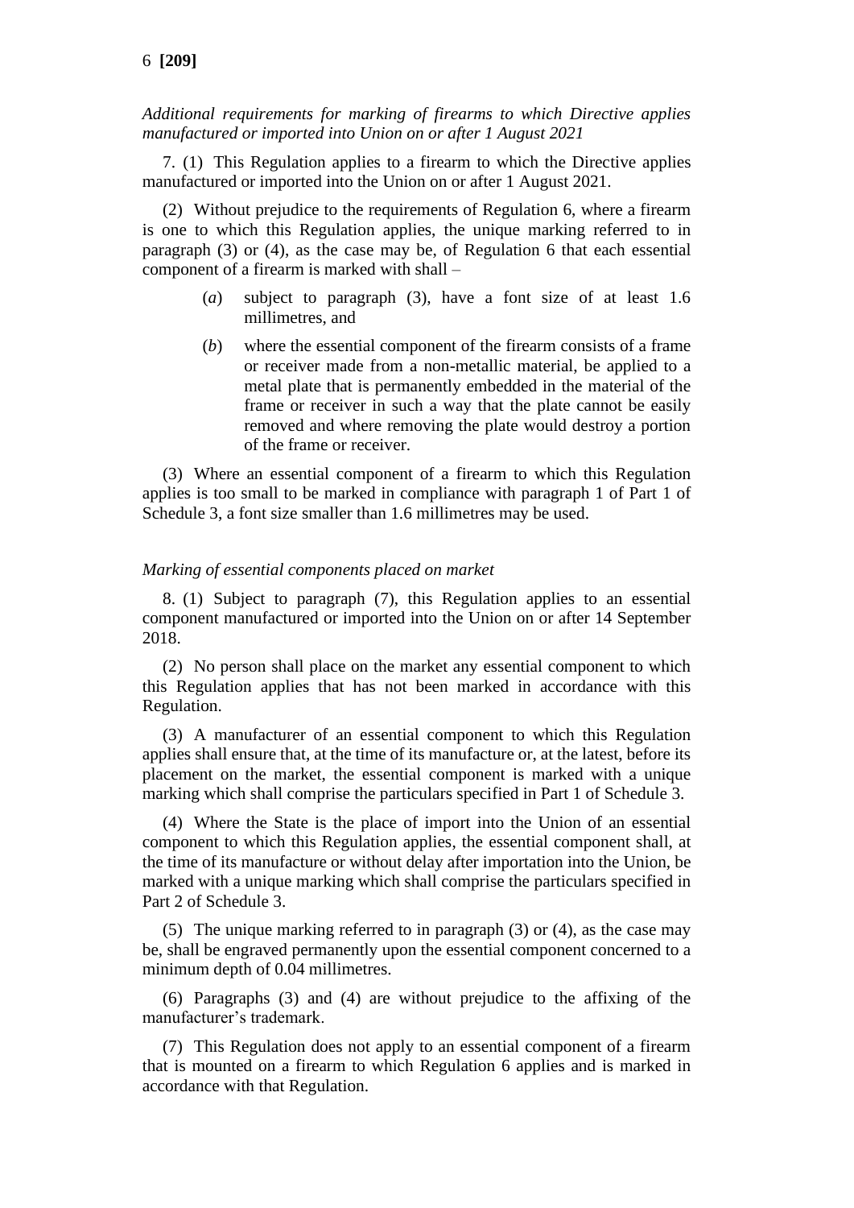*Additional requirements for marking of firearms to which Directive applies manufactured or imported into Union on or after 1 August 2021*

7. (1) This Regulation applies to a firearm to which the Directive applies manufactured or imported into the Union on or after 1 August 2021.

(2) Without prejudice to the requirements of Regulation 6, where a firearm is one to which this Regulation applies, the unique marking referred to in paragraph (3) or (4), as the case may be, of Regulation 6 that each essential component of a firearm is marked with shall –

(*a*) subject to paragraph (3), have a font size of at least 1.6 millimetres, and

(*b*) where the essential component of the firearm consists of a frame or receiver made from a non-metallic material, be applied to a metal plate that is permanently embedded in the material of the frame or receiver in such a way that the plate cannot be easily removed and where removing the plate would destroy a portion of the frame or receiver.

(3) Where an essential component of a firearm to which this Regulation applies is too small to be marked in compliance with paragraph 1 of Part 1 of Schedule 3, a font size smaller than 1.6 millimetres may be used.

*Marking of essential components placed on market*

8. (1) Subject to paragraph (7), this Regulation applies to an essential component manufactured or imported into the Union on or after 14 September 2018.

(2) No person shall place on the market any essential component to which this Regulation applies that has not been marked in accordance with this Regulation.

(3) A manufacturer of an essential component to which this Regulation applies shall ensure that, at the time of its manufacture or, at the latest, before its placement on the market, the essential component is marked with a unique marking which shall comprise the particulars specified in Part 1 of Schedule 3.

(4) Where the State is the place of import into the Union of an essential component to which this Regulation applies, the essential component shall, at the time of its manufacture or without delay after importation into the Union, be marked with a unique marking which shall comprise the particulars specified in Part 2 of Schedule 3.

(5) The unique marking referred to in paragraph (3) or (4), as the case may be, shall be engraved permanently upon the essential component concerned to a minimum depth of 0.04 millimetres.

(6) Paragraphs (3) and (4) are without prejudice to the affixing of the manufacturer's trademark.

(7) This Regulation does not apply to an essential component of a firearm that is mounted on a firearm to which Regulation 6 applies and is marked in accordance with that Regulation.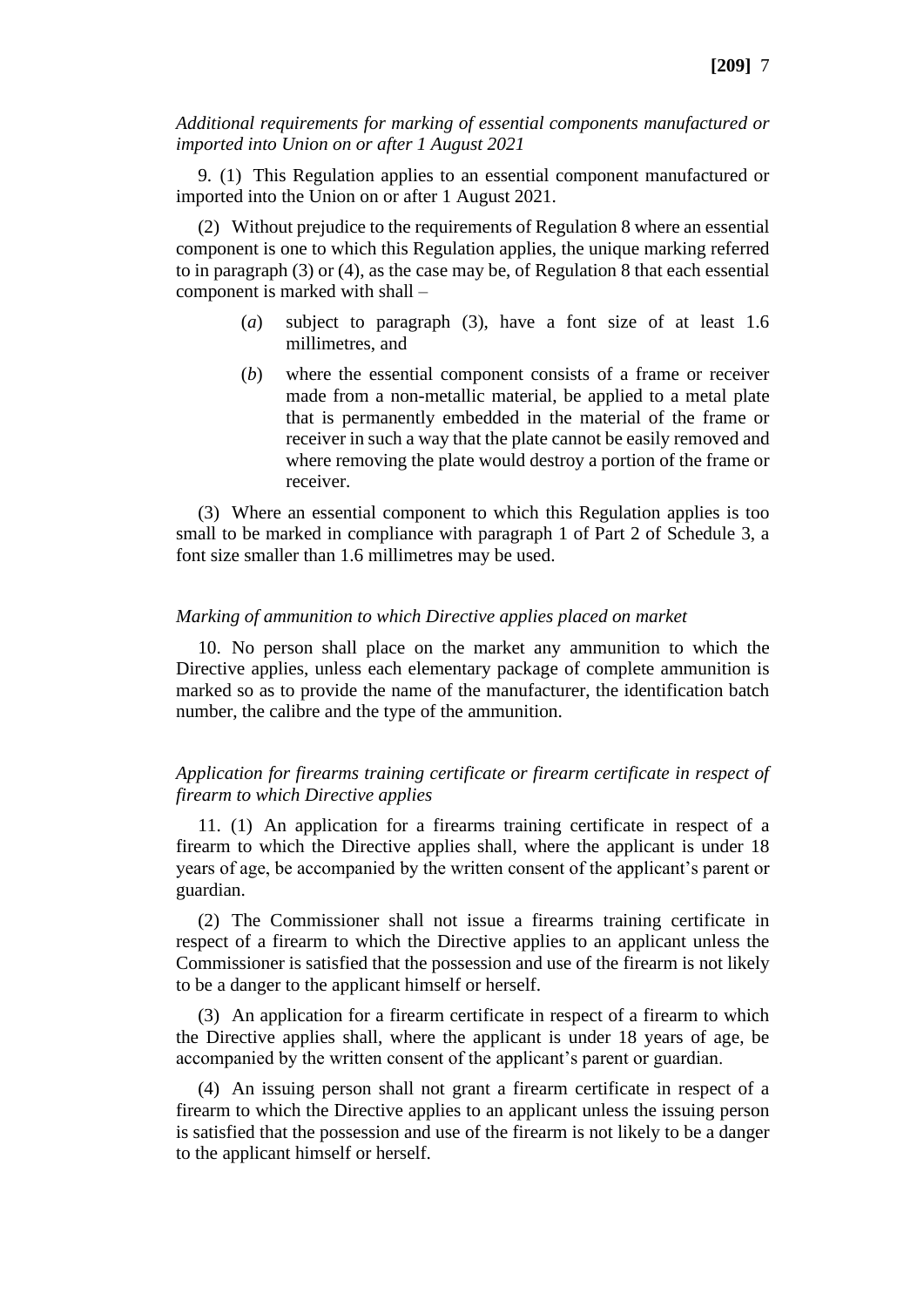*Additional requirements for marking of essential components manufactured or imported into Union on or after 1 August 2021*

9. (1) This Regulation applies to an essential component manufactured or imported into the Union on or after 1 August 2021.

(2) Without prejudice to the requirements of Regulation 8 where an essential component is one to which this Regulation applies, the unique marking referred to in paragraph (3) or (4), as the case may be, of Regulation 8 that each essential component is marked with shall –

(*a*) subject to paragraph (3), have a font size of at least 1.6 millimetres, and

(*b*) where the essential component consists of a frame or receiver made from a non-metallic material, be applied to a metal plate that is permanently embedded in the material of the frame or receiver in such a way that the plate cannot be easily removed and where removing the plate would destroy a portion of the frame or receiver.

(3) Where an essential component to which this Regulation applies is too small to be marked in compliance with paragraph 1 of Part 2 of Schedule 3, a font size smaller than 1.6 millimetres may be used.

*Marking of ammunition to which Directive applies placed on market*

10. No person shall place on the market any ammunition to which the Directive applies, unless each elementary package of complete ammunition is marked so as to provide the name of the manufacturer, the identification batch number, the calibre and the type of the ammunition.

*Application for firearms training certificate or firearm certificate in respect of firearm to which Directive applies*

11. (1) An application for a firearms training certificate in respect of a firearm to which the Directive applies shall, where the applicant is under 18 years of age, be accompanied by the written consent of the applicant's parent or guardian.

(2) The Commissioner shall not issue a firearms training certificate in respect of a firearm to which the Directive applies to an applicant unless the Commissioner is satisfied that the possession and use of the firearm is not likely to be a danger to the applicant himself or herself.

(3) An application for a firearm certificate in respect of a firearm to which the Directive applies shall, where the applicant is under 18 years of age, be accompanied by the written consent of the applicant's parent or guardian.

(4) An issuing person shall not grant a firearm certificate in respect of a firearm to which the Directive applies to an applicant unless the issuing person is satisfied that the possession and use of the firearm is not likely to be a danger to the applicant himself or herself.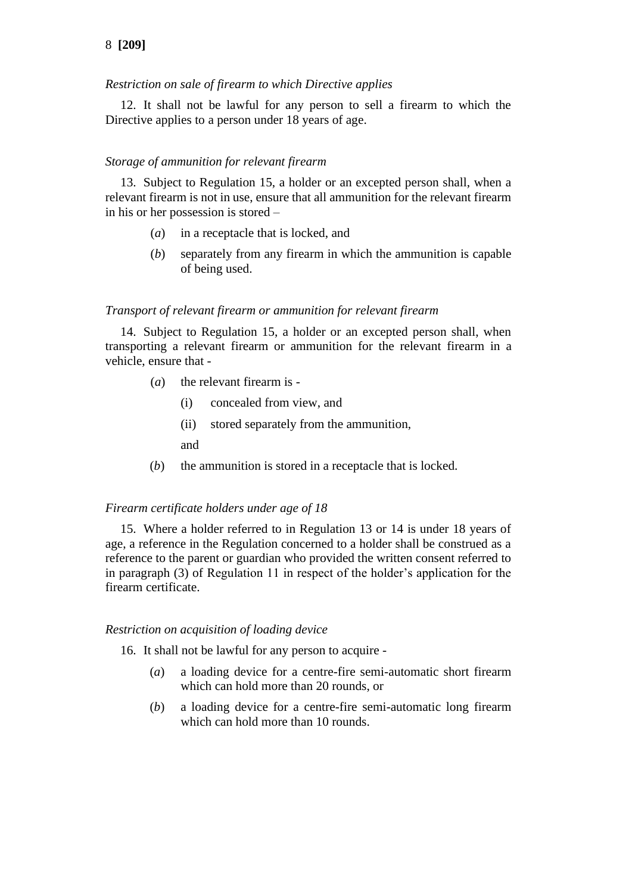*Restriction on sale of firearm to which Directive applies*

12. It shall not be lawful for any person to sell a firearm to which the Directive applies to a person under 18 years of age.

*Storage of ammunition for relevant firearm*

13. Subject to Regulation 15, a holder or an excepted person shall, when a relevant firearm is not in use, ensure that all ammunition for the relevant firearm in his or her possession is stored –

(*a*) in a receptacle that is locked, and

(*b*) separately from any firearm in which the ammunition is capable of being used.

*Transport of relevant firearm or ammunition for relevant firearm*

14. Subject to Regulation 15, a holder or an excepted person shall, when transporting a relevant firearm or ammunition for the relevant firearm in a vehicle, ensure that -

(*a*) the relevant firearm is -

(i) concealed from view, and

(ii) stored separately from the ammunition,

and

(*b*) the ammunition is stored in a receptacle that is locked.

*Firearm certificate holders under age of 18*

15. Where a holder referred to in Regulation 13 or 14 is under 18 years of age, a reference in the Regulation concerned to a holder shall be construed as a reference to the parent or guardian who provided the written consent referred to in paragraph (3) of Regulation 11 in respect of the holder's application for the firearm certificate.

*Restriction on acquisition of loading device*

16. It shall not be lawful for any person to acquire -

(*a*) a loading device for a centre-fire semi-automatic short firearm which can hold more than 20 rounds, or

(*b*) a loading device for a centre-fire semi-automatic long firearm which can hold more than 10 rounds.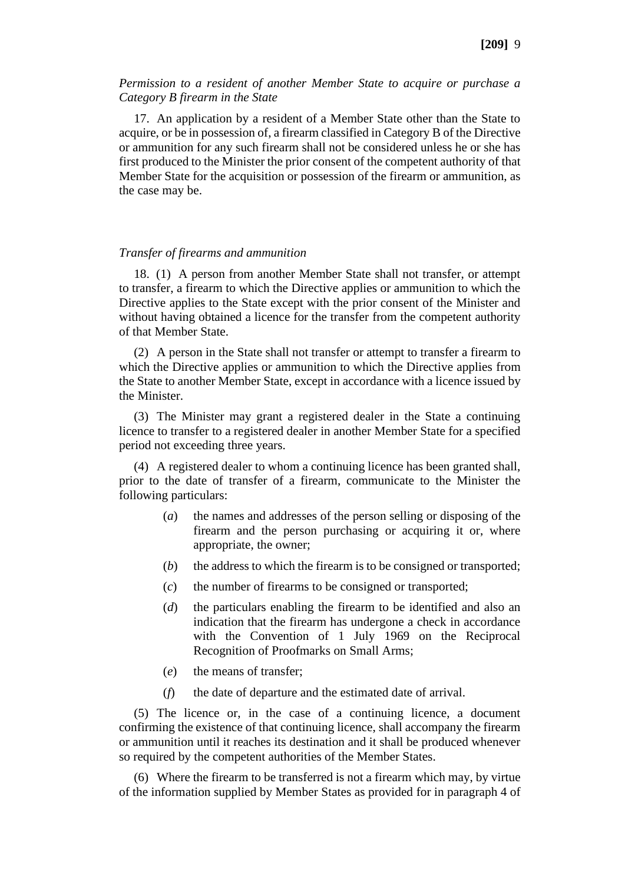*Permission to a resident of another Member State to acquire or purchase a Category B firearm in the State*

17. An application by a resident of a Member State other than the State to acquire, or be in possession of, a firearm classified in Category B of the Directive or ammunition for any such firearm shall not be considered unless he or she has first produced to the Minister the prior consent of the competent authority of that Member State for the acquisition or possession of the firearm or ammunition, as the case may be.

*Transfer of firearms and ammunition*

18. (1) A person from another Member State shall not transfer, or attempt to transfer, a firearm to which the Directive applies or ammunition to which the Directive applies to the State except with the prior consent of the Minister and without having obtained a licence for the transfer from the competent authority of that Member State.

(2) A person in the State shall not transfer or attempt to transfer a firearm to which the Directive applies or ammunition to which the Directive applies from the State to another Member State, except in accordance with a licence issued by the Minister.

(3) The Minister may grant a registered dealer in the State a continuing licence to transfer to a registered dealer in another Member State for a specified period not exceeding three years.

(4) A registered dealer to whom a continuing licence has been granted shall, prior to the date of transfer of a firearm, communicate to the Minister the following particulars:

- (*a*) the names and addresses of the person selling or disposing of the firearm and the person purchasing or acquiring it or, where appropriate, the owner;
- (*b*) the address to which the firearm is to be consigned or transported;
- (*c*) the number of firearms to be consigned or transported;
- (*d*) the particulars enabling the firearm to be identified and also an indication that the firearm has undergone a check in accordance with the Convention of 1 July 1969 on the Reciprocal Recognition of Proofmarks on Small Arms;
- (*e*) the means of transfer;
- (*f*) the date of departure and the estimated date of arrival.

(5) The licence or, in the case of a continuing licence, a document confirming the existence of that continuing licence, shall accompany the firearm or ammunition until it reaches its destination and it shall be produced whenever so required by the competent authorities of the Member States.

(6) Where the firearm to be transferred is not a firearm which may, by virtue of the information supplied by Member States as provided for in paragraph 4 of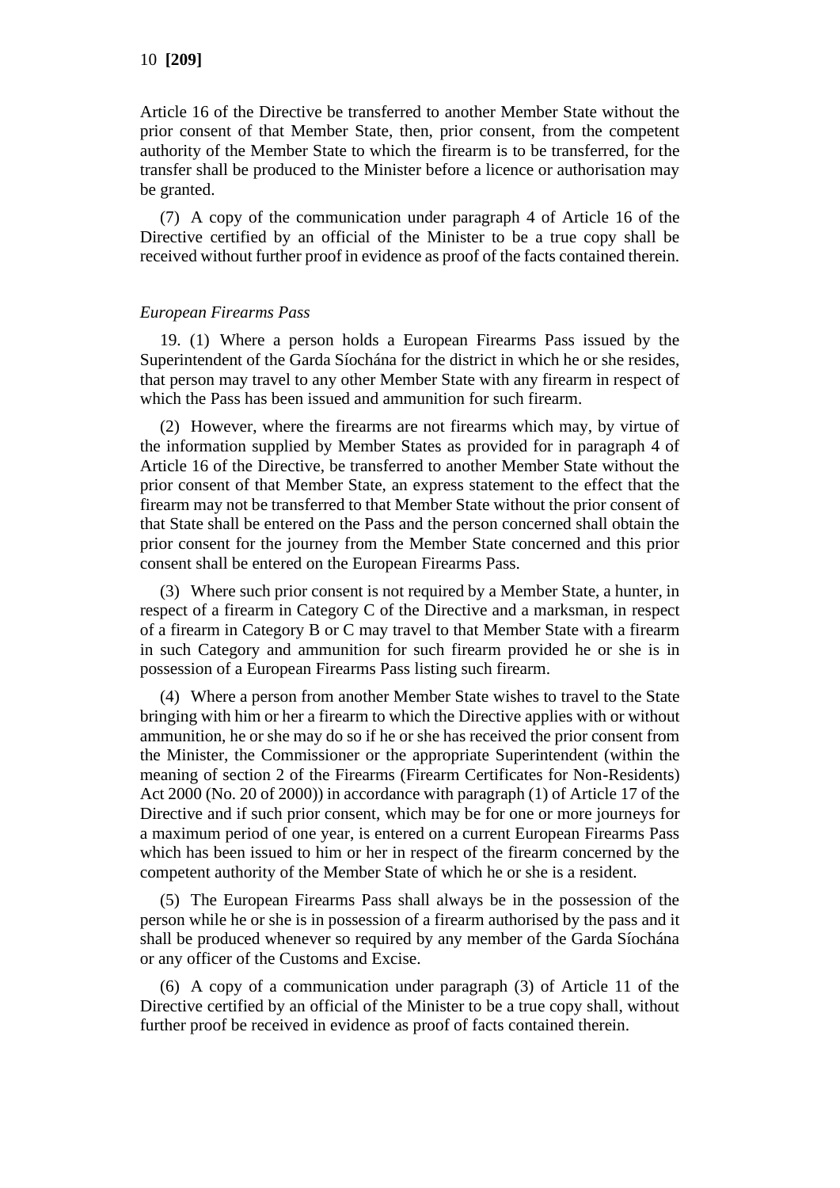Article 16 of the Directive be transferred to another Member State without the prior consent of that Member State, then, prior consent, from the competent authority of the Member State to which the firearm is to be transferred, for the transfer shall be produced to the Minister before a licence or authorisation may be granted.

(7) A copy of the communication under paragraph 4 of Article 16 of the Directive certified by an official of the Minister to be a true copy shall be received without further proof in evidence as proof of the facts contained therein.

*European Firearms Pass*

19. (1) Where a person holds a European Firearms Pass issued by the Superintendent of the Garda Síochána for the district in which he or she resides, that person may travel to any other Member State with any firearm in respect of which the Pass has been issued and ammunition for such firearm.

(2) However, where the firearms are not firearms which may, by virtue of the information supplied by Member States as provided for in paragraph 4 of Article 16 of the Directive, be transferred to another Member State without the prior consent of that Member State, an express statement to the effect that the firearm may not be transferred to that Member State without the prior consent of that State shall be entered on the Pass and the person concerned shall obtain the prior consent for the journey from the Member State concerned and this prior consent shall be entered on the European Firearms Pass.

(3) Where such prior consent is not required by a Member State, a hunter, in respect of a firearm in Category C of the Directive and a marksman, in respect of a firearm in Category B or C may travel to that Member State with a firearm in such Category and ammunition for such firearm provided he or she is in possession of a European Firearms Pass listing such firearm.

(4) Where a person from another Member State wishes to travel to the State bringing with him or her a firearm to which the Directive applies with or without ammunition, he or she may do so if he or she has received the prior consent from the Minister, the Commissioner or the appropriate Superintendent (within the meaning of section 2 of the Firearms (Firearm Certificates for Non-Residents) Act 2000 (No. 20 of 2000)) in accordance with paragraph (1) of Article 17 of the Directive and if such prior consent, which may be for one or more journeys for a maximum period of one year, is entered on a current European Firearms Pass which has been issued to him or her in respect of the firearm concerned by the competent authority of the Member State of which he or she is a resident.

(5) The European Firearms Pass shall always be in the possession of the person while he or she is in possession of a firearm authorised by the pass and it shall be produced whenever so required by any member of the Garda Síochána or any officer of the Customs and Excise.

(6) A copy of a communication under paragraph (3) of Article 11 of the Directive certified by an official of the Minister to be a true copy shall, without further proof be received in evidence as proof of facts contained therein.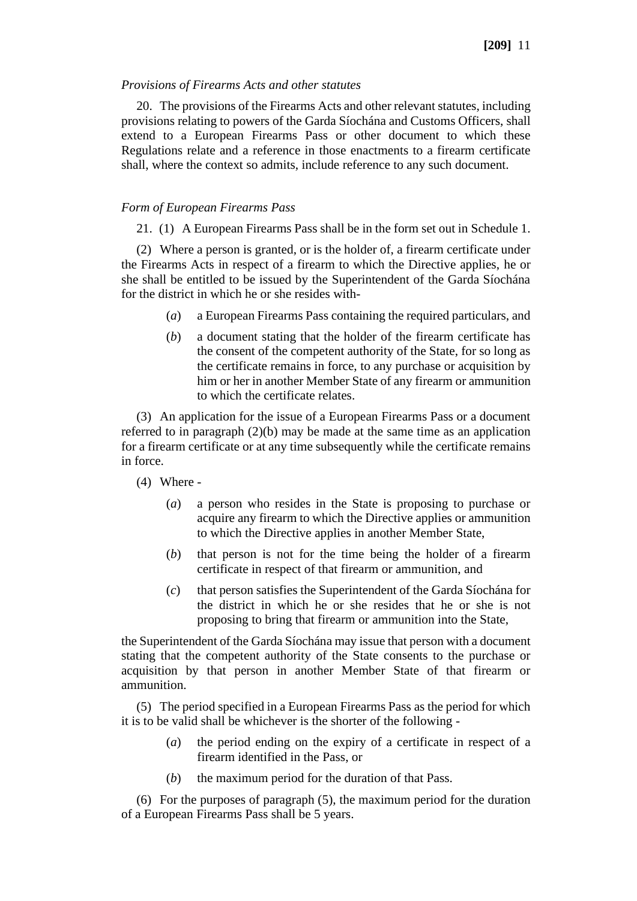*Provisions of Firearms Acts and other statutes*

20. The provisions of the Firearms Acts and other relevant statutes, including provisions relating to powers of the Garda Síochána and Customs Officers, shall extend to a European Firearms Pass or other document to which these Regulations relate and a reference in those enactments to a firearm certificate shall, where the context so admits, include reference to any such document.

*Form of European Firearms Pass*

21. (1) A European Firearms Pass shall be in the form set out in Schedule 1.

(2) Where a person is granted, or is the holder of, a firearm certificate under the Firearms Acts in respect of a firearm to which the Directive applies, he or she shall be entitled to be issued by the Superintendent of the Garda Síochána for the district in which he or she resides with-

(*a*) a European Firearms Pass containing the required particulars, and

(*b*) a document stating that the holder of the firearm certificate has the consent of the competent authority of the State, for so long as the certificate remains in force, to any purchase or acquisition by him or her in another Member State of any firearm or ammunition to which the certificate relates.

(3) An application for the issue of a European Firearms Pass or a document referred to in paragraph (2)(b) may be made at the same time as an application for a firearm certificate or at any time subsequently while the certificate remains in force.

(4) Where -

(*a*) a person who resides in the State is proposing to purchase or acquire any firearm to which the Directive applies or ammunition to which the Directive applies in another Member State,

(*b*) that person is not for the time being the holder of a firearm certificate in respect of that firearm or ammunition, and

(*c*) that person satisfies the Superintendent of the Garda Síochána for the district in which he or she resides that he or she is not proposing to bring that firearm or ammunition into the State,

the Superintendent of the Garda Síochána may issue that person with a document stating that the competent authority of the State consents to the purchase or acquisition by that person in another Member State of that firearm or ammunition.

(5) The period specified in a European Firearms Pass as the period for which it is to be valid shall be whichever is the shorter of the following -

(*a*) the period ending on the expiry of a certificate in respect of a firearm identified in the Pass, or

(*b*) the maximum period for the duration of that Pass.

(6) For the purposes of paragraph (5), the maximum period for the duration of a European Firearms Pass shall be 5 years.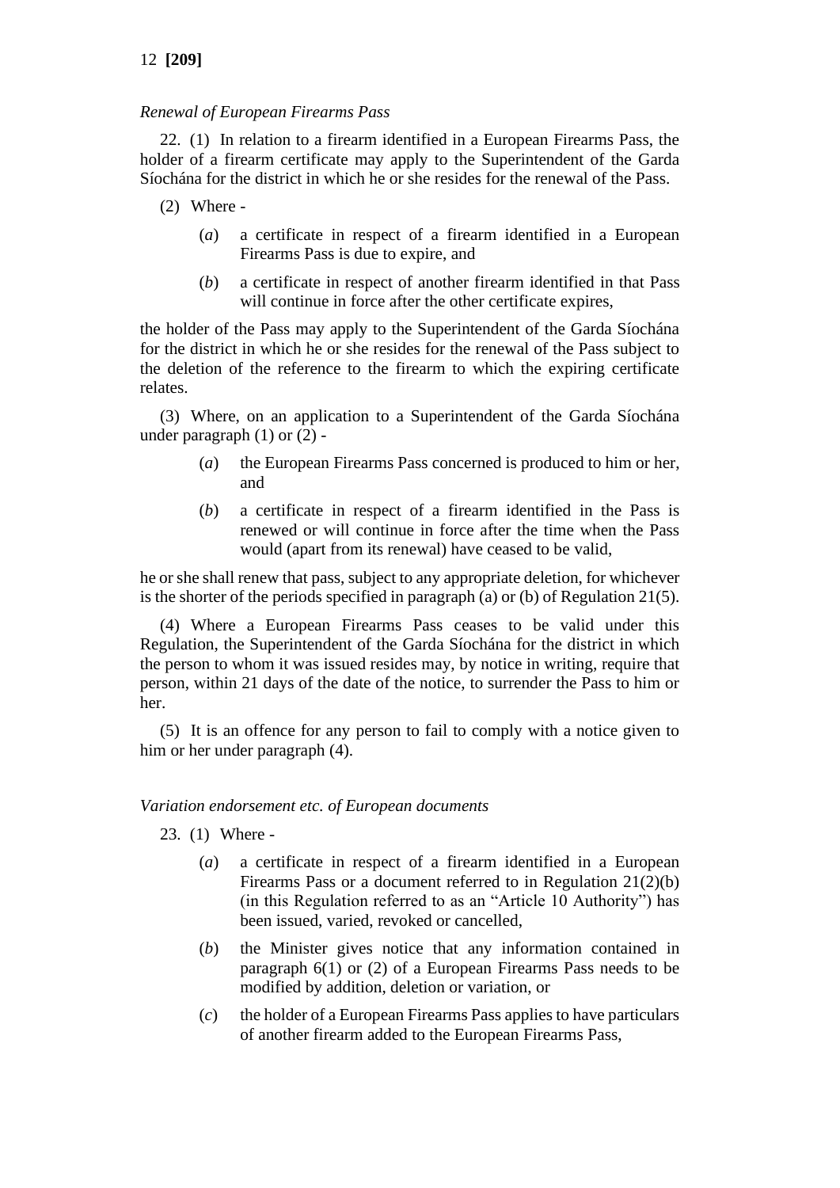*Renewal of European Firearms Pass*

22. (1) In relation to a firearm identified in a European Firearms Pass, the holder of a firearm certificate may apply to the Superintendent of the Garda Síochána for the district in which he or she resides for the renewal of the Pass.

(2) Where -

- (*a*) a certificate in respect of a firearm identified in a European Firearms Pass is due to expire, and
- (*b*) a certificate in respect of another firearm identified in that Pass will continue in force after the other certificate expires,

the holder of the Pass may apply to the Superintendent of the Garda Síochána for the district in which he or she resides for the renewal of the Pass subject to the deletion of the reference to the firearm to which the expiring certificate relates.

(3) Where, on an application to a Superintendent of the Garda Síochána under paragraph (1) or (2) -

- (*a*) the European Firearms Pass concerned is produced to him or her, and
- (*b*) a certificate in respect of a firearm identified in the Pass is renewed or will continue in force after the time when the Pass would (apart from its renewal) have ceased to be valid,

he or she shall renew that pass, subject to any appropriate deletion, for whichever is the shorter of the periods specified in paragraph (a) or (b) of Regulation 21(5).

(4) Where a European Firearms Pass ceases to be valid under this Regulation, the Superintendent of the Garda Síochána for the district in which the person to whom it was issued resides may, by notice in writing, require that person, within 21 days of the date of the notice, to surrender the Pass to him or her.

(5) It is an offence for any person to fail to comply with a notice given to him or her under paragraph (4).

*Variation endorsement etc. of European documents*

23. (1) Where -

- (*a*) a certificate in respect of a firearm identified in a European Firearms Pass or a document referred to in Regulation 21(2)(b) (in this Regulation referred to as an "Article 10 Authority") has been issued, varied, revoked or cancelled,
- (*b*) the Minister gives notice that any information contained in paragraph 6(1) or (2) of a European Firearms Pass needs to be modified by addition, deletion or variation, or
- (*c*) the holder of a European Firearms Pass applies to have particulars of another firearm added to the European Firearms Pass,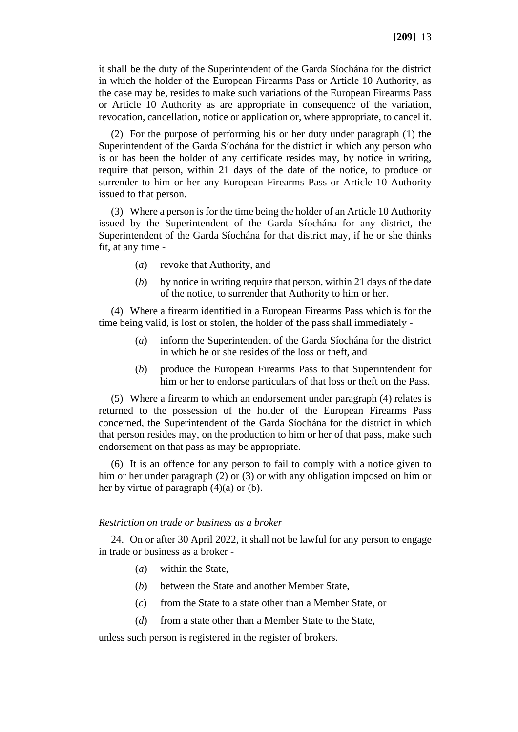it shall be the duty of the Superintendent of the Garda Síochána for the district in which the holder of the European Firearms Pass or Article 10 Authority, as the case may be, resides to make such variations of the European Firearms Pass or Article 10 Authority as are appropriate in consequence of the variation, revocation, cancellation, notice or application or, where appropriate, to cancel it.

(2) For the purpose of performing his or her duty under paragraph (1) the Superintendent of the Garda Síochána for the district in which any person who is or has been the holder of any certificate resides may, by notice in writing, require that person, within 21 days of the date of the notice, to produce or surrender to him or her any European Firearms Pass or Article 10 Authority issued to that person.

(3) Where a person is for the time being the holder of an Article 10 Authority issued by the Superintendent of the Garda Síochána for any district, the Superintendent of the Garda Síochána for that district may, if he or she thinks fit, at any time -

- (*a*) revoke that Authority, and
- (*b*) by notice in writing require that person, within 21 days of the date of the notice, to surrender that Authority to him or her.

(4) Where a firearm identified in a European Firearms Pass which is for the time being valid, is lost or stolen, the holder of the pass shall immediately -

- (*a*) inform the Superintendent of the Garda Síochána for the district in which he or she resides of the loss or theft, and
- (*b*) produce the European Firearms Pass to that Superintendent for him or her to endorse particulars of that loss or theft on the Pass.

(5) Where a firearm to which an endorsement under paragraph (4) relates is returned to the possession of the holder of the European Firearms Pass concerned, the Superintendent of the Garda Síochána for the district in which that person resides may, on the production to him or her of that pass, make such endorsement on that pass as may be appropriate.

(6) It is an offence for any person to fail to comply with a notice given to him or her under paragraph (2) or (3) or with any obligation imposed on him or her by virtue of paragraph (4)(a) or (b).

*Restriction on trade or business as a broker*

24. On or after 30 April 2022, it shall not be lawful for any person to engage in trade or business as a broker -

- (*a*) within the State,
- (*b*) between the State and another Member State,
- (*c*) from the State to a state other than a Member State, or
- (*d*) from a state other than a Member State to the State,

unless such person is registered in the register of brokers.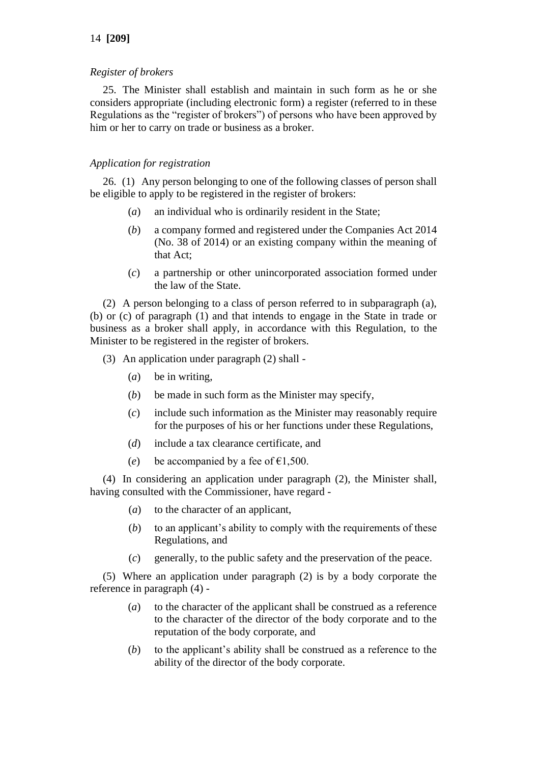*Register of brokers*

25. The Minister shall establish and maintain in such form as he or she considers appropriate (including electronic form) a register (referred to in these Regulations as the "register of brokers") of persons who have been approved by him or her to carry on trade or business as a broker.

*Application for registration*

26. (1) Any person belonging to one of the following classes of person shall be eligible to apply to be registered in the register of brokers:

(*a*) an individual who is ordinarily resident in the State;

(*b*) a company formed and registered under the Companies Act 2014 (No. 38 of 2014) or an existing company within the meaning of that Act;

(*c*) a partnership or other unincorporated association formed under the law of the State.

(2) A person belonging to a class of person referred to in subparagraph (a), (b) or (c) of paragraph (1) and that intends to engage in the State in trade or business as a broker shall apply, in accordance with this Regulation, to the Minister to be registered in the register of brokers.

(3) An application under paragraph (2) shall -

(*a*) be in writing,

(*b*) be made in such form as the Minister may specify,

(*c*) include such information as the Minister may reasonably require for the purposes of his or her functions under these Regulations,

(*d*) include a tax clearance certificate, and

(*e*) be accompanied by a fee of €1,500.

(4) In considering an application under paragraph (2), the Minister shall, having consulted with the Commissioner, have regard -

(*a*) to the character of an applicant,

(*b*) to an applicant's ability to comply with the requirements of these Regulations, and

(*c*) generally, to the public safety and the preservation of the peace.

(5) Where an application under paragraph (2) is by a body corporate the reference in paragraph (4) -

(*a*) to the character of the applicant shall be construed as a reference to the character of the director of the body corporate and to the reputation of the body corporate, and

(*b*) to the applicant's ability shall be construed as a reference to the ability of the director of the body corporate.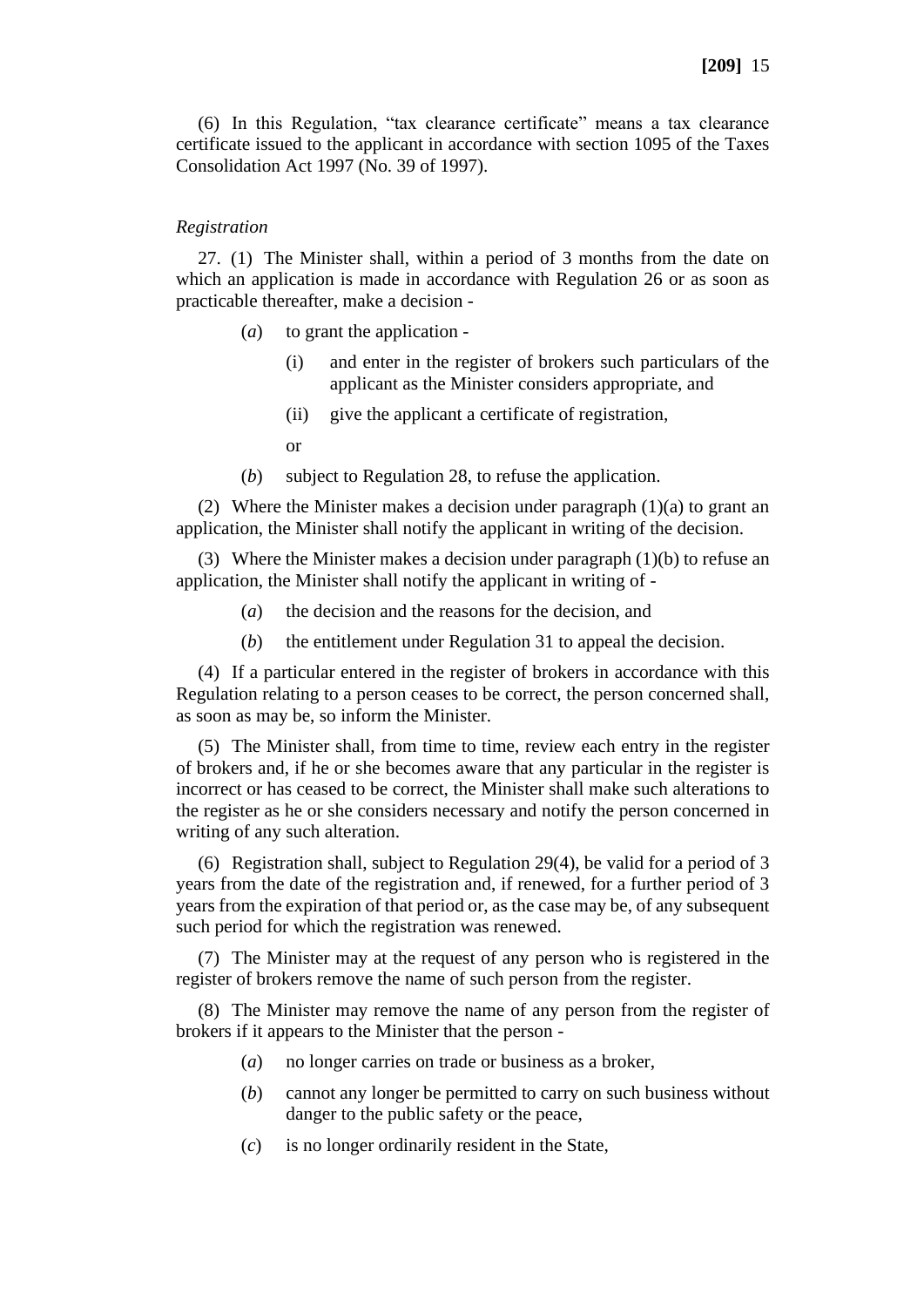(6) In this Regulation, “tax clearance certificate” means a tax clearance certificate issued to the applicant in accordance with section 1095 of the Taxes Consolidation Act 1997 (No. 39 of 1997).

*Registration*

27. (1) The Minister shall, within a period of 3 months from the date on which an application is made in accordance with Regulation 26 or as soon as practicable thereafter, make a decision -

> (*a*) to grant the application -
>
> > (i) and enter in the register of brokers such particulars of the applicant as the Minister considers appropriate, and
> >
> > (ii) give the applicant a certificate of registration,
> >
> > or
>
> (*b*) subject to Regulation 28, to refuse the application.

(2) Where the Minister makes a decision under paragraph (1)(a) to grant an application, the Minister shall notify the applicant in writing of the decision.

(3) Where the Minister makes a decision under paragraph (1)(b) to refuse an application, the Minister shall notify the applicant in writing of -

> (*a*) the decision and the reasons for the decision, and
>
> (*b*) the entitlement under Regulation 31 to appeal the decision.

(4) If a particular entered in the register of brokers in accordance with this Regulation relating to a person ceases to be correct, the person concerned shall, as soon as may be, so inform the Minister.

(5) The Minister shall, from time to time, review each entry in the register of brokers and, if he or she becomes aware that any particular in the register is incorrect or has ceased to be correct, the Minister shall make such alterations to the register as he or she considers necessary and notify the person concerned in writing of any such alteration.

(6) Registration shall, subject to Regulation 29(4), be valid for a period of 3 years from the date of the registration and, if renewed, for a further period of 3 years from the expiration of that period or, as the case may be, of any subsequent such period for which the registration was renewed.

(7) The Minister may at the request of any person who is registered in the register of brokers remove the name of such person from the register.

(8) The Minister may remove the name of any person from the register of brokers if it appears to the Minister that the person -

> (*a*) no longer carries on trade or business as a broker,
>
> (*b*) cannot any longer be permitted to carry on such business without danger to the public safety or the peace,
>
> (*c*) is no longer ordinarily resident in the State,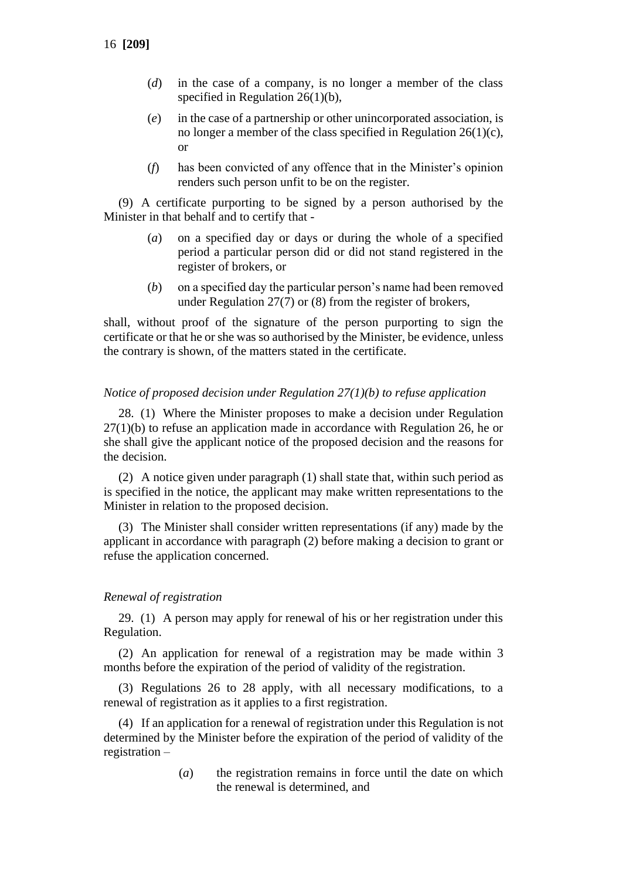(*d*) in the case of a company, is no longer a member of the class specified in Regulation 26(1)(b),

(*e*) in the case of a partnership or other unincorporated association, is no longer a member of the class specified in Regulation 26(1)(c), or

(*f*) has been convicted of any offence that in the Minister's opinion renders such person unfit to be on the register.

(9) A certificate purporting to be signed by a person authorised by the Minister in that behalf and to certify that -

(*a*) on a specified day or days or during the whole of a specified period a particular person did or did not stand registered in the register of brokers, or

(*b*) on a specified day the particular person's name had been removed under Regulation 27(7) or (8) from the register of brokers,

shall, without proof of the signature of the person purporting to sign the certificate or that he or she was so authorised by the Minister, be evidence, unless the contrary is shown, of the matters stated in the certificate.

*Notice of proposed decision under Regulation 27(1)(b) to refuse application*

28. (1) Where the Minister proposes to make a decision under Regulation 27(1)(b) to refuse an application made in accordance with Regulation 26, he or she shall give the applicant notice of the proposed decision and the reasons for the decision.

(2) A notice given under paragraph (1) shall state that, within such period as is specified in the notice, the applicant may make written representations to the Minister in relation to the proposed decision.

(3) The Minister shall consider written representations (if any) made by the applicant in accordance with paragraph (2) before making a decision to grant or refuse the application concerned.

*Renewal of registration*

29. (1) A person may apply for renewal of his or her registration under this Regulation.

(2) An application for renewal of a registration may be made within 3 months before the expiration of the period of validity of the registration.

(3) Regulations 26 to 28 apply, with all necessary modifications, to a renewal of registration as it applies to a first registration.

(4) If an application for a renewal of registration under this Regulation is not determined by the Minister before the expiration of the period of validity of the registration –

(*a*) the registration remains in force until the date on which the renewal is determined, and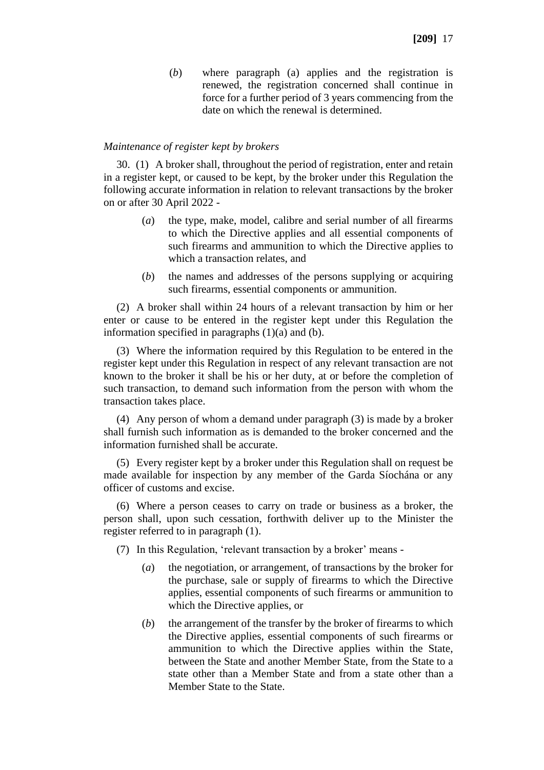(*b*) where paragraph (a) applies and the registration is renewed, the registration concerned shall continue in force for a further period of 3 years commencing from the date on which the renewal is determined.

*Maintenance of register kept by brokers*

30. (1) A broker shall, throughout the period of registration, enter and retain in a register kept, or caused to be kept, by the broker under this Regulation the following accurate information in relation to relevant transactions by the broker on or after 30 April 2022 -

(*a*) the type, make, model, calibre and serial number of all firearms to which the Directive applies and all essential components of such firearms and ammunition to which the Directive applies to which a transaction relates, and

(*b*) the names and addresses of the persons supplying or acquiring such firearms, essential components or ammunition.

(2) A broker shall within 24 hours of a relevant transaction by him or her enter or cause to be entered in the register kept under this Regulation the information specified in paragraphs (1)(a) and (b).

(3) Where the information required by this Regulation to be entered in the register kept under this Regulation in respect of any relevant transaction are not known to the broker it shall be his or her duty, at or before the completion of such transaction, to demand such information from the person with whom the transaction takes place.

(4) Any person of whom a demand under paragraph (3) is made by a broker shall furnish such information as is demanded to the broker concerned and the information furnished shall be accurate.

(5) Every register kept by a broker under this Regulation shall on request be made available for inspection by any member of the Garda Síochána or any officer of customs and excise.

(6) Where a person ceases to carry on trade or business as a broker, the person shall, upon such cessation, forthwith deliver up to the Minister the register referred to in paragraph (1).

(7) In this Regulation, 'relevant transaction by a broker' means -

(*a*) the negotiation, or arrangement, of transactions by the broker for the purchase, sale or supply of firearms to which the Directive applies, essential components of such firearms or ammunition to which the Directive applies, or

(*b*) the arrangement of the transfer by the broker of firearms to which the Directive applies, essential components of such firearms or ammunition to which the Directive applies within the State, between the State and another Member State, from the State to a state other than a Member State and from a state other than a Member State to the State.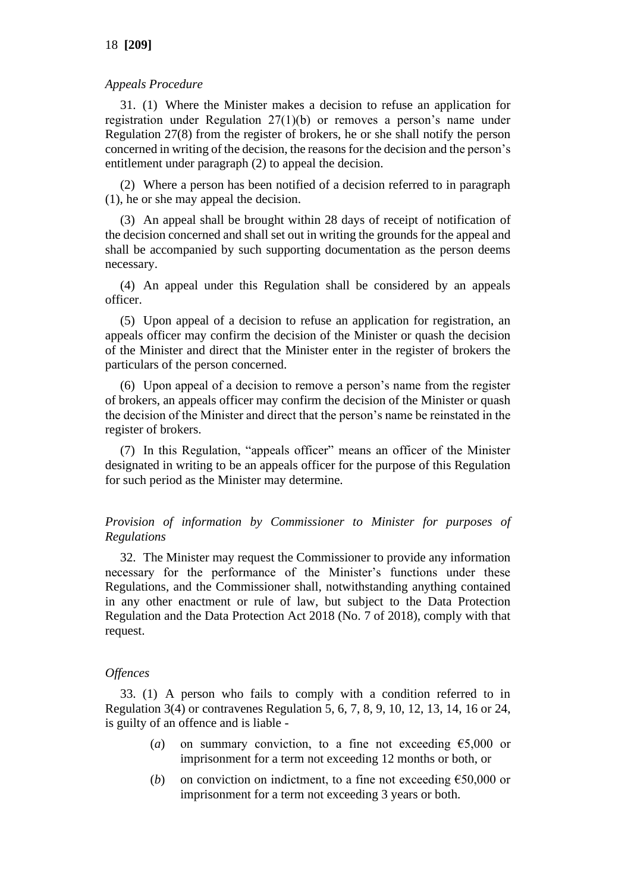*Appeals Procedure*

31. (1) Where the Minister makes a decision to refuse an application for registration under Regulation 27(1)(b) or removes a person's name under Regulation 27(8) from the register of brokers, he or she shall notify the person concerned in writing of the decision, the reasons for the decision and the person's entitlement under paragraph (2) to appeal the decision.

(2) Where a person has been notified of a decision referred to in paragraph (1), he or she may appeal the decision.

(3) An appeal shall be brought within 28 days of receipt of notification of the decision concerned and shall set out in writing the grounds for the appeal and shall be accompanied by such supporting documentation as the person deems necessary.

(4) An appeal under this Regulation shall be considered by an appeals officer.

(5) Upon appeal of a decision to refuse an application for registration, an appeals officer may confirm the decision of the Minister or quash the decision of the Minister and direct that the Minister enter in the register of brokers the particulars of the person concerned.

(6) Upon appeal of a decision to remove a person's name from the register of brokers, an appeals officer may confirm the decision of the Minister or quash the decision of the Minister and direct that the person's name be reinstated in the register of brokers.

(7) In this Regulation, "appeals officer" means an officer of the Minister designated in writing to be an appeals officer for the purpose of this Regulation for such period as the Minister may determine.

*Provision of information by Commissioner to Minister for purposes of Regulations*

32. The Minister may request the Commissioner to provide any information necessary for the performance of the Minister's functions under these Regulations, and the Commissioner shall, notwithstanding anything contained in any other enactment or rule of law, but subject to the Data Protection Regulation and the Data Protection Act 2018 (No. 7 of 2018), comply with that request.

*Offences*

33. (1) A person who fails to comply with a condition referred to in Regulation 3(4) or contravenes Regulation 5, 6, 7, 8, 9, 10, 12, 13, 14, 16 or 24, is guilty of an offence and is liable -

(*a*) on summary conviction, to a fine not exceeding €5,000 or imprisonment for a term not exceeding 12 months or both, or

(*b*) on conviction on indictment, to a fine not exceeding €50,000 or imprisonment for a term not exceeding 3 years or both.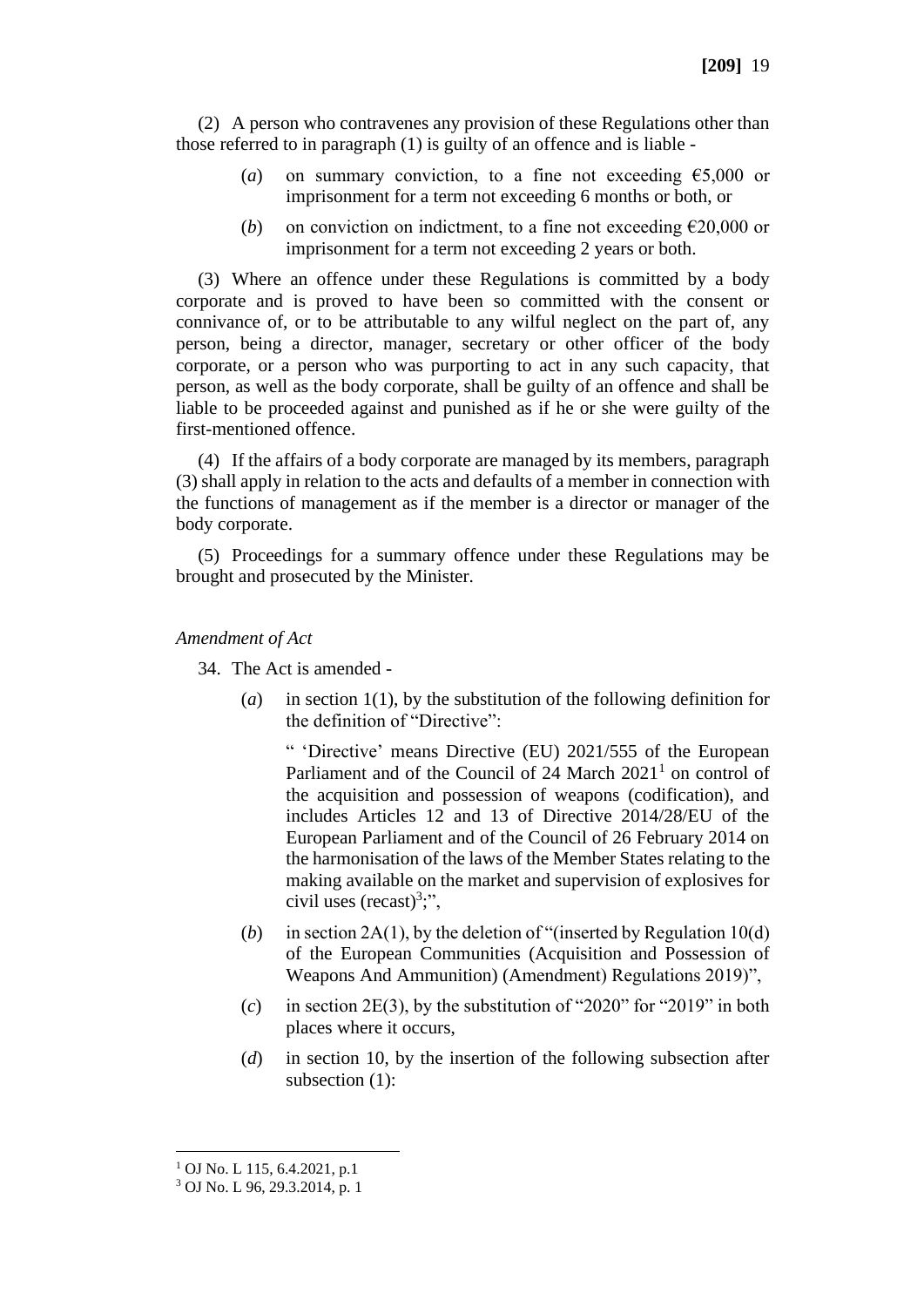(2) A person who contravenes any provision of these Regulations other than those referred to in paragraph (1) is guilty of an offence and is liable -

(*a*) on summary conviction, to a fine not exceeding €5,000 or imprisonment for a term not exceeding 6 months or both, or

(*b*) on conviction on indictment, to a fine not exceeding €20,000 or imprisonment for a term not exceeding 2 years or both.

(3) Where an offence under these Regulations is committed by a body corporate and is proved to have been so committed with the consent or connivance of, or to be attributable to any wilful neglect on the part of, any person, being a director, manager, secretary or other officer of the body corporate, or a person who was purporting to act in any such capacity, that person, as well as the body corporate, shall be guilty of an offence and shall be liable to be proceeded against and punished as if he or she were guilty of the first-mentioned offence.

(4) If the affairs of a body corporate are managed by its members, paragraph (3) shall apply in relation to the acts and defaults of a member in connection with the functions of management as if the member is a director or manager of the body corporate.

(5) Proceedings for a summary offence under these Regulations may be brought and prosecuted by the Minister.

*Amendment of Act*

34. The Act is amended -

(*a*) in section 1(1), by the substitution of the following definition for the definition of "Directive":

" 'Directive' means Directive (EU) 2021/555 of the European Parliament and of the Council of 24 March 2021[1] on control of the acquisition and possession of weapons (codification), and includes Articles 12 and 13 of Directive 2014/28/EU of the European Parliament and of the Council of 26 February 2014 on the harmonisation of the laws of the Member States relating to the making available on the market and supervision of explosives for civil uses (recast)[3];",

(*b*) in section 2A(1), by the deletion of "(inserted by Regulation 10(d) of the European Communities (Acquisition and Possession of Weapons And Ammunition) (Amendment) Regulations 2019)",

(*c*) in section 2E(3), by the substitution of "2020" for "2019" in both places where it occurs,

(*d*) in section 10, by the insertion of the following subsection after subsection (1):

---

[1] OJ No. L 115, 6.4.2021, p.1

[3] OJ No. L 96, 29.3.2014, p. 1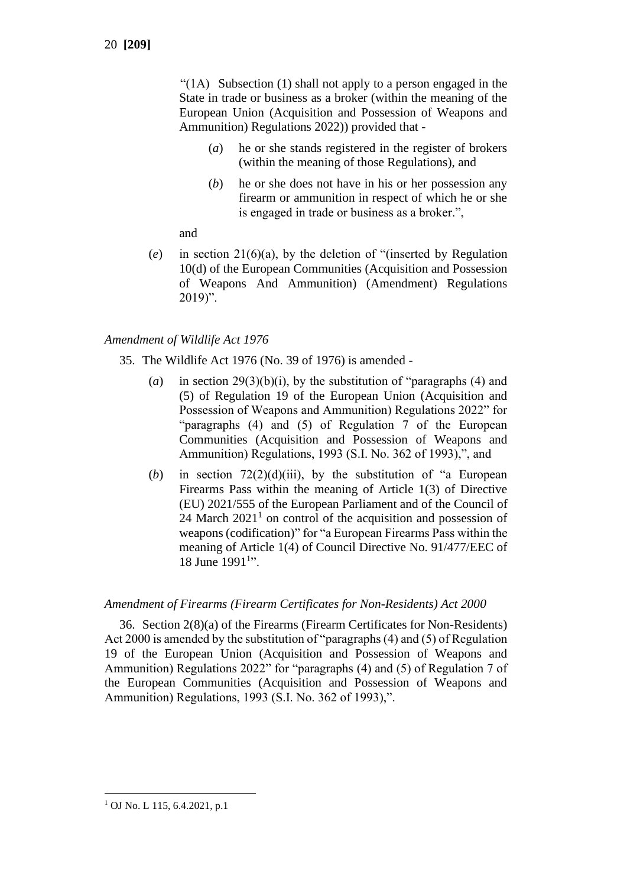"(1A) Subsection (1) shall not apply to a person engaged in the State in trade or business as a broker (within the meaning of the European Union (Acquisition and Possession of Weapons and Ammunition) Regulations 2022)) provided that -

(*a*) he or she stands registered in the register of brokers (within the meaning of those Regulations), and

(*b*) he or she does not have in his or her possession any firearm or ammunition in respect of which he or she is engaged in trade or business as a broker.",

and

(*e*) in section 21(6)(a), by the deletion of "(inserted by Regulation 10(d) of the European Communities (Acquisition and Possession of Weapons And Ammunition) (Amendment) Regulations 2019)".

*Amendment of Wildlife Act 1976*

35. The Wildlife Act 1976 (No. 39 of 1976) is amended -

(*a*) in section 29(3)(b)(i), by the substitution of "paragraphs (4) and (5) of Regulation 19 of the European Union (Acquisition and Possession of Weapons and Ammunition) Regulations 2022" for "paragraphs (4) and (5) of Regulation 7 of the European Communities (Acquisition and Possession of Weapons and Ammunition) Regulations, 1993 (S.I. No. 362 of 1993),", and

(*b*) in section 72(2)(d)(iii), by the substitution of "a European Firearms Pass within the meaning of Article 1(3) of Directive (EU) 2021/555 of the European Parliament and of the Council of 24 March 2021[1] on control of the acquisition and possession of weapons (codification)" for "a European Firearms Pass within the meaning of Article 1(4) of Council Directive No. 91/477/EEC of 18 June 1991[1]".

*Amendment of Firearms (Firearm Certificates for Non-Residents) Act 2000*

36. Section 2(8)(a) of the Firearms (Firearm Certificates for Non-Residents) Act 2000 is amended by the substitution of "paragraphs (4) and (5) of Regulation 19 of the European Union (Acquisition and Possession of Weapons and Ammunition) Regulations 2022" for "paragraphs (4) and (5) of Regulation 7 of the European Communities (Acquisition and Possession of Weapons and Ammunition) Regulations, 1993 (S.I. No. 362 of 1993),".

[1] OJ No. L 115, 6.4.2021, p.1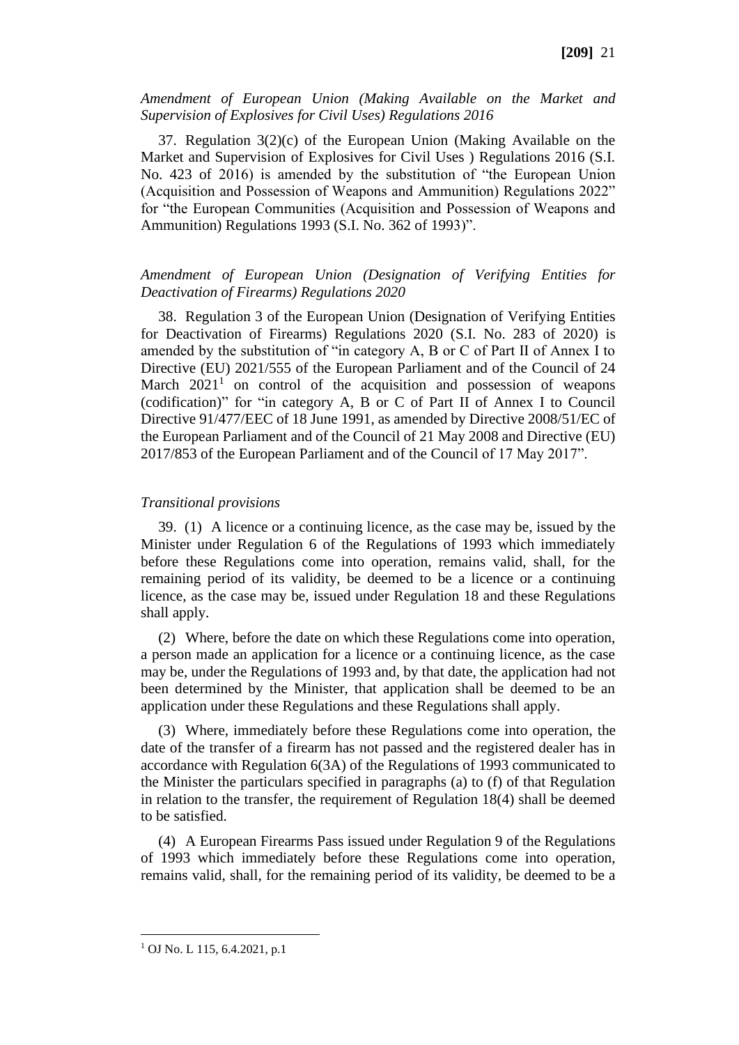*Amendment of European Union (Making Available on the Market and Supervision of Explosives for Civil Uses) Regulations 2016*

37. Regulation 3(2)(c) of the European Union (Making Available on the Market and Supervision of Explosives for Civil Uses ) Regulations 2016 (S.I. No. 423 of 2016) is amended by the substitution of "the European Union (Acquisition and Possession of Weapons and Ammunition) Regulations 2022" for "the European Communities (Acquisition and Possession of Weapons and Ammunition) Regulations 1993 (S.I. No. 362 of 1993)".

*Amendment of European Union (Designation of Verifying Entities for Deactivation of Firearms) Regulations 2020*

38. Regulation 3 of the European Union (Designation of Verifying Entities for Deactivation of Firearms) Regulations 2020 (S.I. No. 283 of 2020) is amended by the substitution of "in category A, B or C of Part II of Annex I to Directive (EU) 2021/555 of the European Parliament and of the Council of 24 March 2021[1] on control of the acquisition and possession of weapons (codification)" for "in category A, B or C of Part II of Annex I to Council Directive 91/477/EEC of 18 June 1991, as amended by Directive 2008/51/EC of the European Parliament and of the Council of 21 May 2008 and Directive (EU) 2017/853 of the European Parliament and of the Council of 17 May 2017".

*Transitional provisions*

39. (1) A licence or a continuing licence, as the case may be, issued by the Minister under Regulation 6 of the Regulations of 1993 which immediately before these Regulations come into operation, remains valid, shall, for the remaining period of its validity, be deemed to be a licence or a continuing licence, as the case may be, issued under Regulation 18 and these Regulations shall apply.

(2) Where, before the date on which these Regulations come into operation, a person made an application for a licence or a continuing licence, as the case may be, under the Regulations of 1993 and, by that date, the application had not been determined by the Minister, that application shall be deemed to be an application under these Regulations and these Regulations shall apply.

(3) Where, immediately before these Regulations come into operation, the date of the transfer of a firearm has not passed and the registered dealer has in accordance with Regulation 6(3A) of the Regulations of 1993 communicated to the Minister the particulars specified in paragraphs (a) to (f) of that Regulation in relation to the transfer, the requirement of Regulation 18(4) shall be deemed to be satisfied.

(4) A European Firearms Pass issued under Regulation 9 of the Regulations of 1993 which immediately before these Regulations come into operation, remains valid, shall, for the remaining period of its validity, be deemed to be a

[1] OJ No. L 115, 6.4.2021, p.1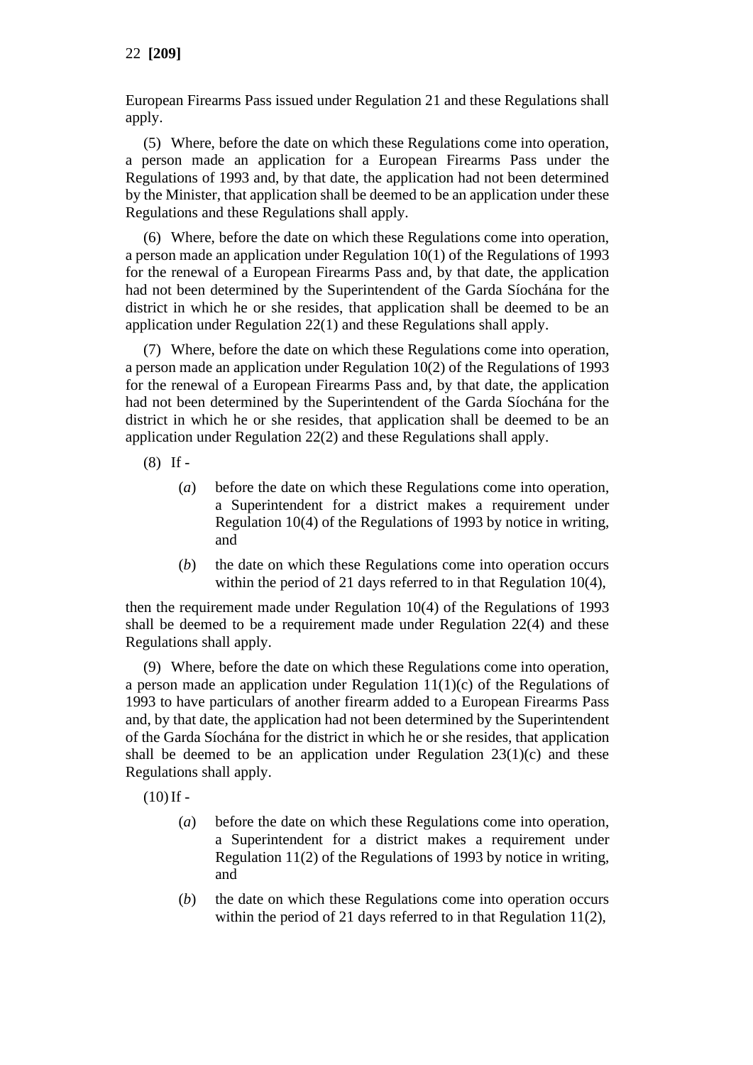European Firearms Pass issued under Regulation 21 and these Regulations shall apply.

(5) Where, before the date on which these Regulations come into operation, a person made an application for a European Firearms Pass under the Regulations of 1993 and, by that date, the application had not been determined by the Minister, that application shall be deemed to be an application under these Regulations and these Regulations shall apply.

(6) Where, before the date on which these Regulations come into operation, a person made an application under Regulation 10(1) of the Regulations of 1993 for the renewal of a European Firearms Pass and, by that date, the application had not been determined by the Superintendent of the Garda Síochána for the district in which he or she resides, that application shall be deemed to be an application under Regulation 22(1) and these Regulations shall apply.

(7) Where, before the date on which these Regulations come into operation, a person made an application under Regulation 10(2) of the Regulations of 1993 for the renewal of a European Firearms Pass and, by that date, the application had not been determined by the Superintendent of the Garda Síochána for the district in which he or she resides, that application shall be deemed to be an application under Regulation 22(2) and these Regulations shall apply.

(8) If -

(*a*) before the date on which these Regulations come into operation, a Superintendent for a district makes a requirement under Regulation 10(4) of the Regulations of 1993 by notice in writing, and

(*b*) the date on which these Regulations come into operation occurs within the period of 21 days referred to in that Regulation 10(4),

then the requirement made under Regulation 10(4) of the Regulations of 1993 shall be deemed to be a requirement made under Regulation 22(4) and these Regulations shall apply.

(9) Where, before the date on which these Regulations come into operation, a person made an application under Regulation 11(1)(c) of the Regulations of 1993 to have particulars of another firearm added to a European Firearms Pass and, by that date, the application had not been determined by the Superintendent of the Garda Síochána for the district in which he or she resides, that application shall be deemed to be an application under Regulation 23(1)(c) and these Regulations shall apply.

(10) If -

(*a*) before the date on which these Regulations come into operation, a Superintendent for a district makes a requirement under Regulation 11(2) of the Regulations of 1993 by notice in writing, and

(*b*) the date on which these Regulations come into operation occurs within the period of 21 days referred to in that Regulation 11(2),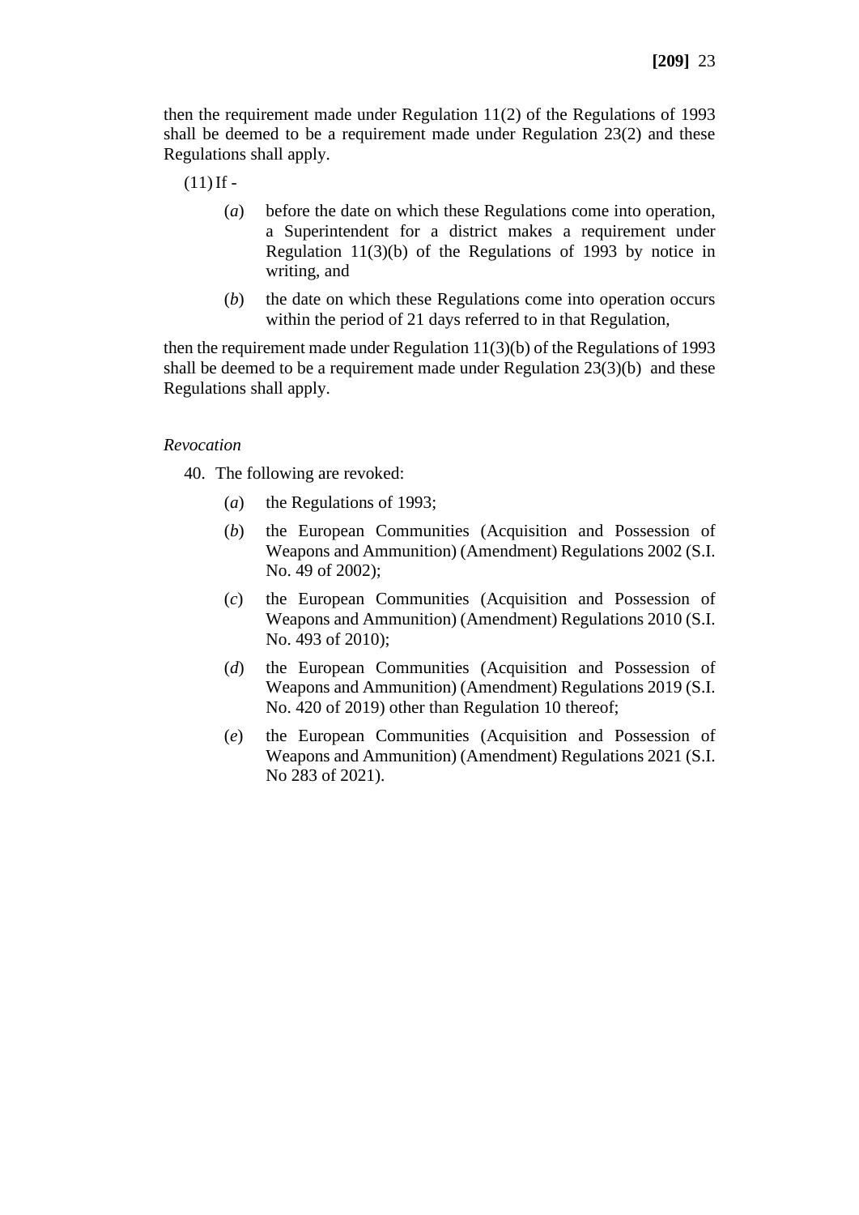then the requirement made under Regulation 11(2) of the Regulations of 1993 shall be deemed to be a requirement made under Regulation 23(2) and these Regulations shall apply.

(11) If -

(*a*) before the date on which these Regulations come into operation, a Superintendent for a district makes a requirement under Regulation 11(3)(b) of the Regulations of 1993 by notice in writing, and

(*b*) the date on which these Regulations come into operation occurs within the period of 21 days referred to in that Regulation,

then the requirement made under Regulation 11(3)(b) of the Regulations of 1993 shall be deemed to be a requirement made under Regulation 23(3)(b) and these Regulations shall apply.

*Revocation*

40. The following are revoked:

(*a*) the Regulations of 1993;

(*b*) the European Communities (Acquisition and Possession of Weapons and Ammunition) (Amendment) Regulations 2002 (S.I. No. 49 of 2002);

(*c*) the European Communities (Acquisition and Possession of Weapons and Ammunition) (Amendment) Regulations 2010 (S.I. No. 493 of 2010);

(*d*) the European Communities (Acquisition and Possession of Weapons and Ammunition) (Amendment) Regulations 2019 (S.I. No. 420 of 2019) other than Regulation 10 thereof;

(*e*) the European Communities (Acquisition and Possession of Weapons and Ammunition) (Amendment) Regulations 2021 (S.I. No 283 of 2021).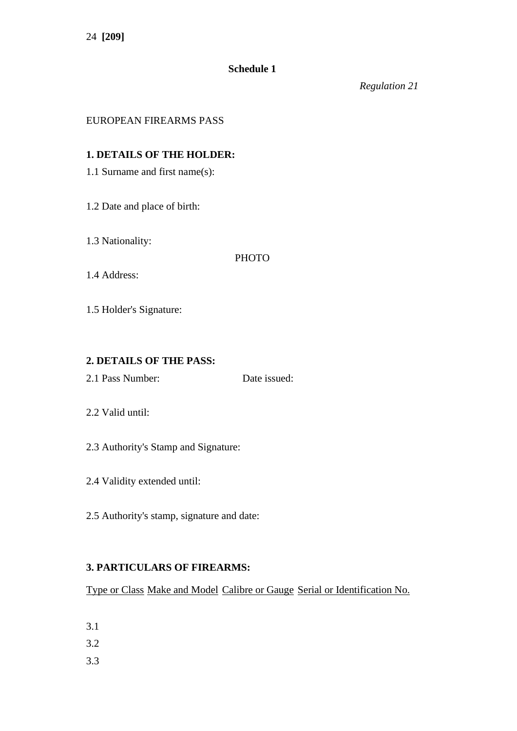**Schedule 1**

*Regulation 21*

EUROPEAN FIREARMS PASS

**1. DETAILS OF THE HOLDER:**

1.1 Surname and first name(s):

1.2 Date and place of birth:

1.3 Nationality:

PHOTO

1.4 Address:

1.5 Holder's Signature:

**2. DETAILS OF THE PASS:**

2.1 Pass Number: Date issued:

2.2 Valid until:

2.3 Authority's Stamp and Signature:

2.4 Validity extended until:

2.5 Authority's stamp, signature and date:

**3. PARTICULARS OF FIREARMS:**

| | Type or Class | Make and Model | Calibre or Gauge | Serial or Identification No. |
|---|---|---|---|---|
| 3.1 | | | | |
| 3.2 | | | | |
| 3.3 | | | | |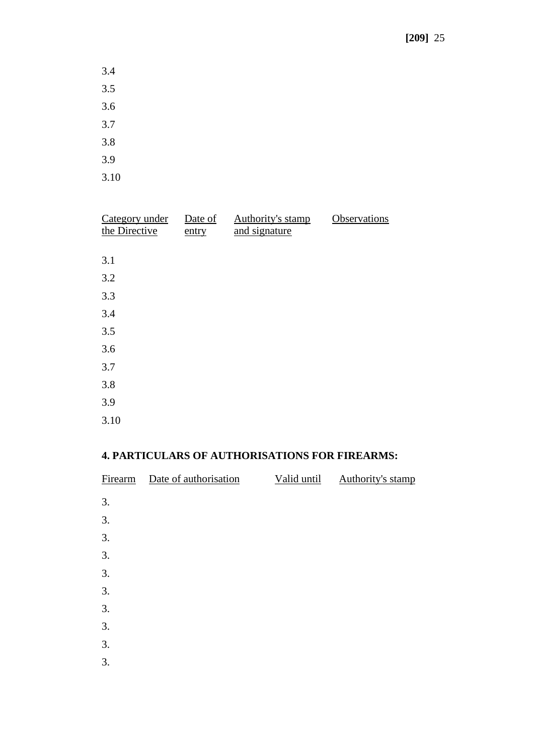3.4

3.5

3.6

3.7

3.8

3.9

3.10

| Category under the Directive | Date of entry | Authority's stamp and signature | Observations |
|---|---|---|---|
| 3.1 | | | |
| 3.2 | | | |
| 3.3 | | | |
| 3.4 | | | |
| 3.5 | | | |
| 3.6 | | | |
| 3.7 | | | |
| 3.8 | | | |
| 3.9 | | | |
| 3.10 | | | |

**4. PARTICULARS OF AUTHORISATIONS FOR FIREARMS:**

| Firearm | Date of authorisation | Valid until | Authority's stamp |
|---|---|---|---|
| 3. | | | |
| 3. | | | |
| 3. | | | |
| 3. | | | |
| 3. | | | |
| 3. | | | |
| 3. | | | |
| 3. | | | |
| 3. | | | |
| 3. | | | |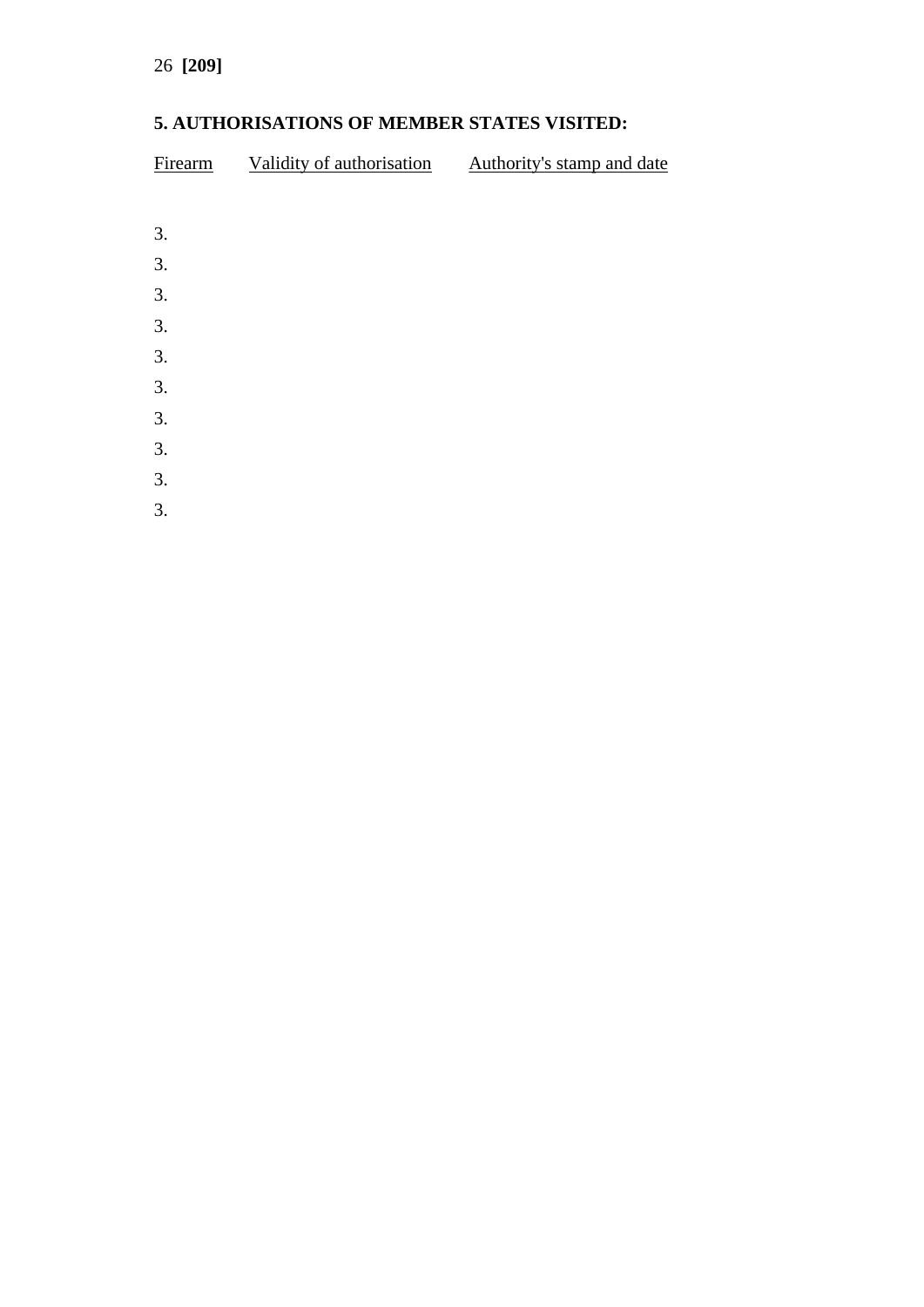**[209]**

## 5. AUTHORISATIONS OF MEMBER STATES VISITED:

<u>Firearm</u>  <u>Validity of authorisation</u>  <u>Authority's stamp and date</u>

3.

3.

3.

3.

3.

3.

3.

3.

3.

3.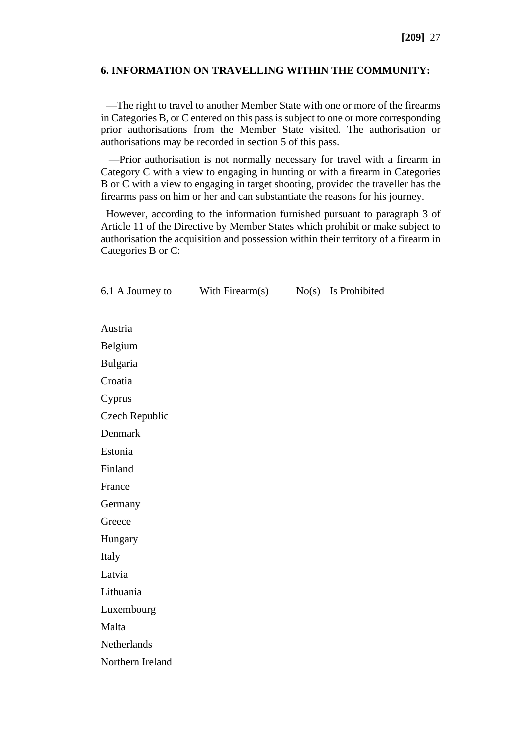## 6. INFORMATION ON TRAVELLING WITHIN THE COMMUNITY:

—The right to travel to another Member State with one or more of the firearms in Categories B, or C entered on this pass is subject to one or more corresponding prior authorisations from the Member State visited. The authorisation or authorisations may be recorded in section 5 of this pass.

—Prior authorisation is not normally necessary for travel with a firearm in Category C with a view to engaging in hunting or with a firearm in Categories B or C with a view to engaging in target shooting, provided the traveller has the firearms pass on him or her and can substantiate the reasons for his journey.

However, according to the information furnished pursuant to paragraph 3 of Article 11 of the Directive by Member States which prohibit or make subject to authorisation the acquisition and possession within their territory of a firearm in Categories B or C:

| 6.1 A Journey to | With Firearm(s) | No(s) | Is Prohibited |
|---|---|---|---|
| Austria | | | |
| Belgium | | | |
| Bulgaria | | | |
| Croatia | | | |
| Cyprus | | | |
| Czech Republic | | | |
| Denmark | | | |
| Estonia | | | |
| Finland | | | |
| France | | | |
| Germany | | | |
| Greece | | | |
| Hungary | | | |
| Italy | | | |
| Latvia | | | |
| Lithuania | | | |
| Luxembourg | | | |
| Malta | | | |
| Netherlands | | | |
| Northern Ireland | | | |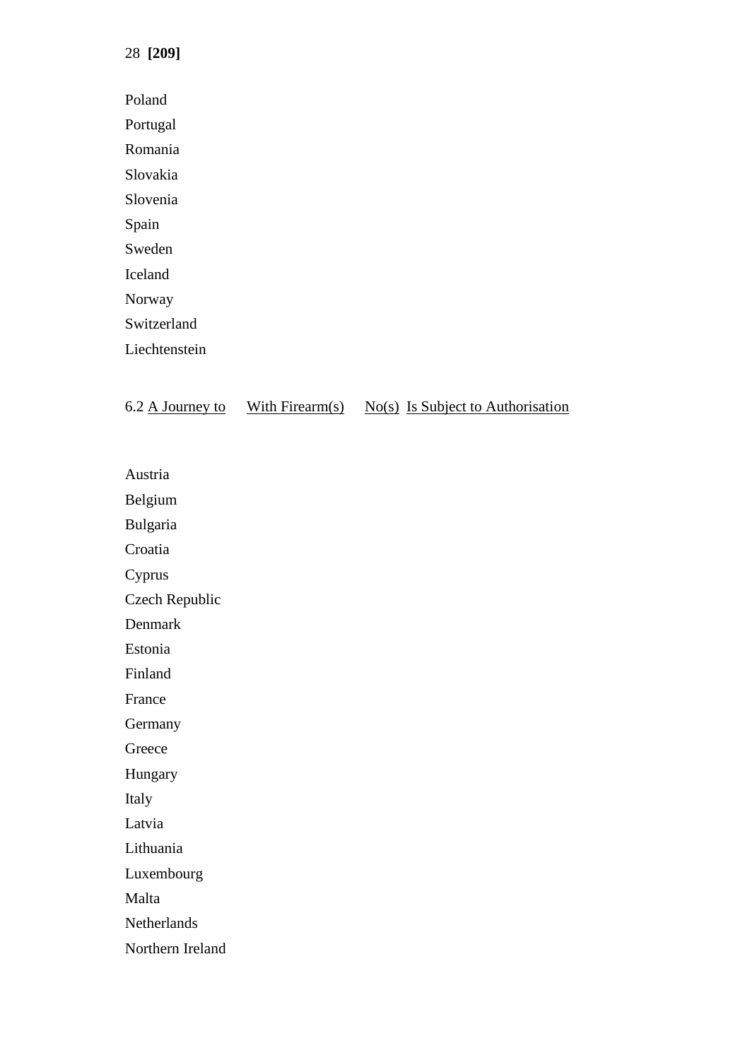Poland

Portugal

Romania

Slovakia

Slovenia

Spain

Sweden

Iceland

Norway

Switzerland

Liechtenstein

6.2 A Journey to With Firearm(s) No(s) Is Subject to Authorisation

Austria

Belgium

Bulgaria

Croatia

Cyprus

Czech Republic

Denmark

Estonia

Finland

France

Germany

Greece

Hungary

Italy

Latvia

Lithuania

Luxembourg

Malta

Netherlands

Northern Ireland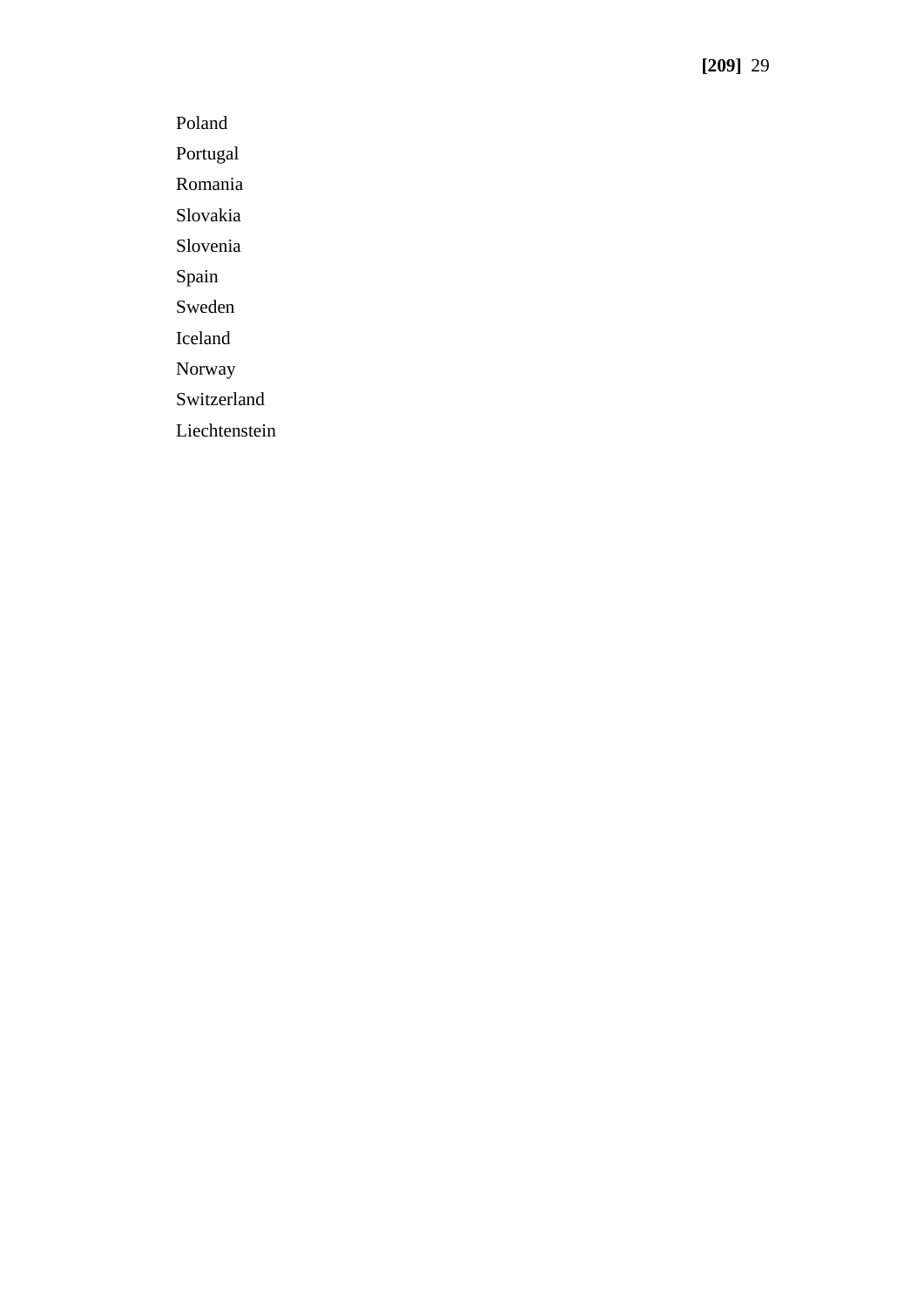Poland

Portugal

Romania

Slovakia

Slovenia

Spain

Sweden

Iceland

Norway

Switzerland

Liechtenstein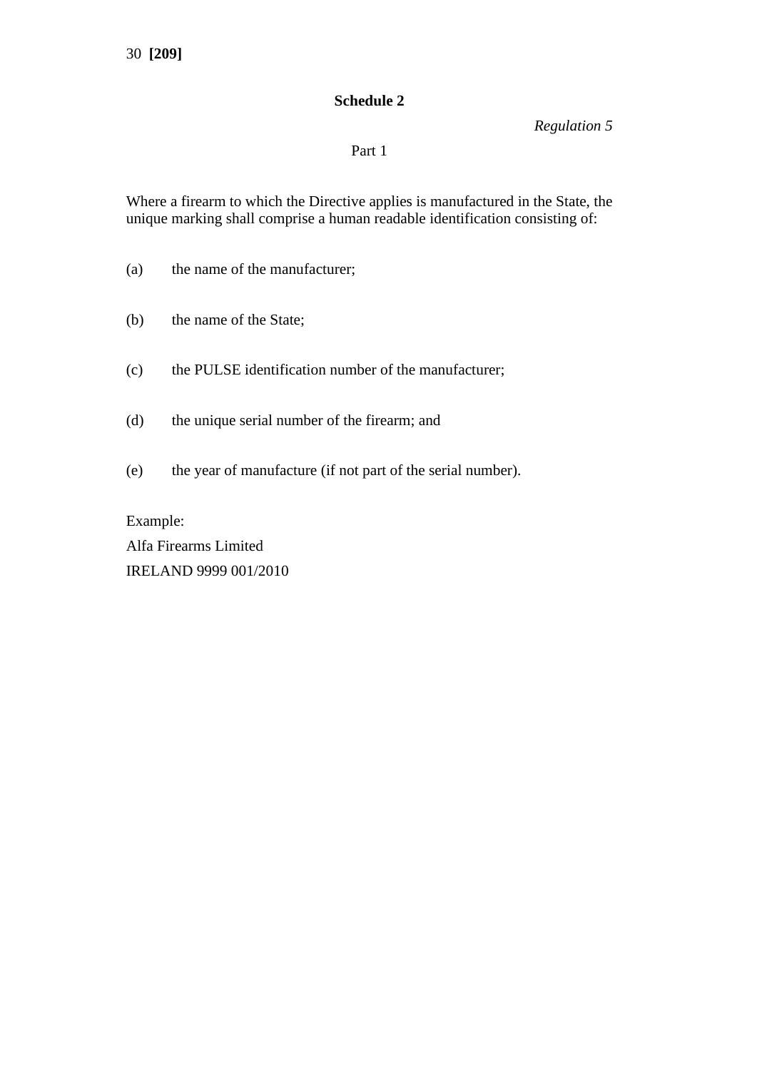## Schedule 2

*Regulation 5*

Part 1

Where a firearm to which the Directive applies is manufactured in the State, the unique marking shall comprise a human readable identification consisting of:

(a) the name of the manufacturer;

(b) the name of the State;

(c) the PULSE identification number of the manufacturer;

(d) the unique serial number of the firearm; and

(e) the year of manufacture (if not part of the serial number).

Example:

Alfa Firearms Limited

IRELAND 9999 001/2010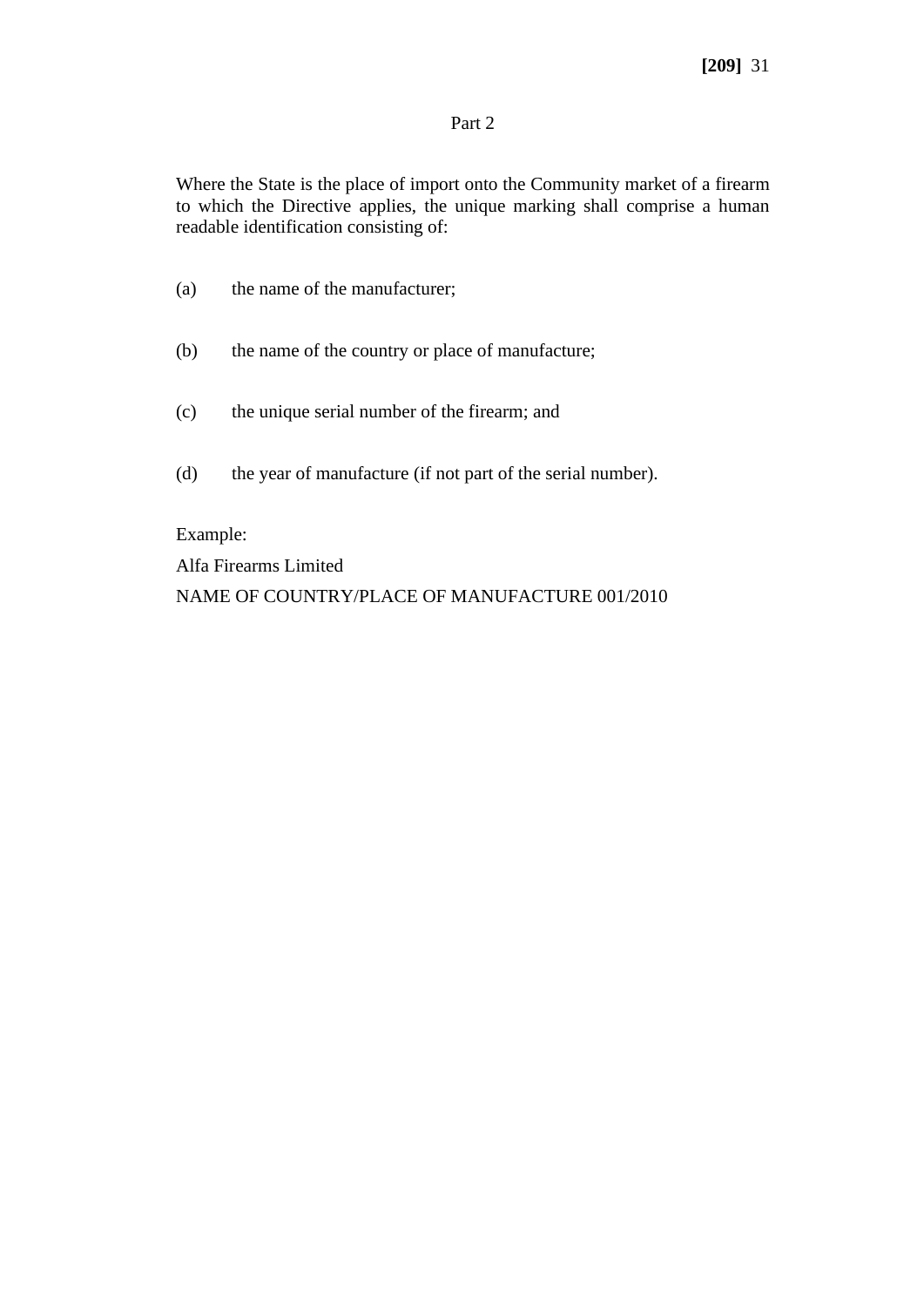Part 2

Where the State is the place of import onto the Community market of a firearm to which the Directive applies, the unique marking shall comprise a human readable identification consisting of:

(a) the name of the manufacturer;

(b) the name of the country or place of manufacture;

(c) the unique serial number of the firearm; and

(d) the year of manufacture (if not part of the serial number).

Example:

Alfa Firearms Limited

NAME OF COUNTRY/PLACE OF MANUFACTURE 001/2010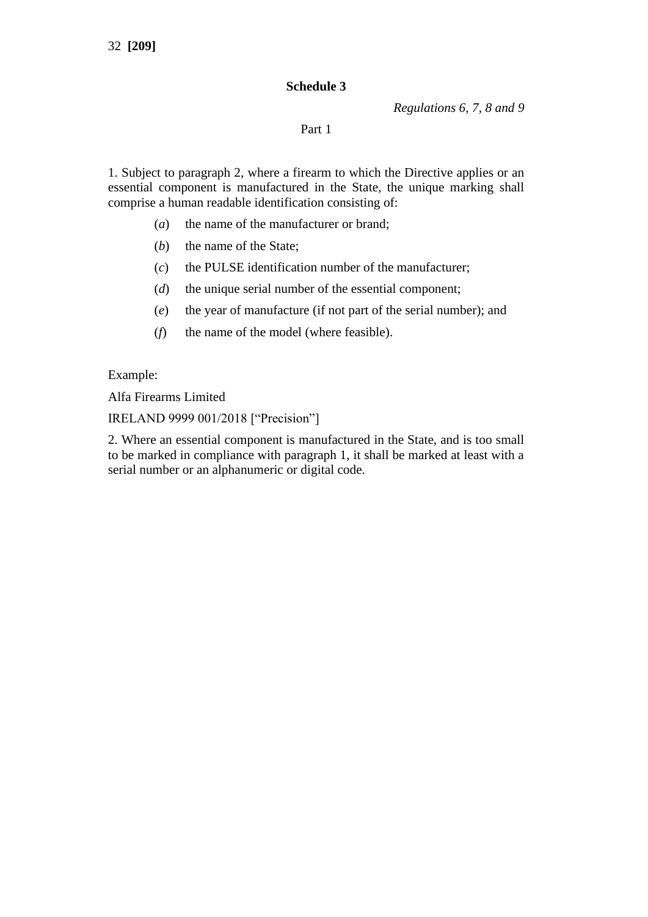## Schedule 3

*Regulations 6, 7, 8 and 9*

Part 1

1. Subject to paragraph 2, where a firearm to which the Directive applies or an essential component is manufactured in the State, the unique marking shall comprise a human readable identification consisting of:

(*a*) the name of the manufacturer or brand;

(*b*) the name of the State;

(*c*) the PULSE identification number of the manufacturer;

(*d*) the unique serial number of the essential component;

(*e*) the year of manufacture (if not part of the serial number); and

(*f*) the name of the model (where feasible).

Example:

Alfa Firearms Limited

IRELAND 9999 001/2018 [“Precision”]

2. Where an essential component is manufactured in the State, and is too small to be marked in compliance with paragraph 1, it shall be marked at least with a serial number or an alphanumeric or digital code.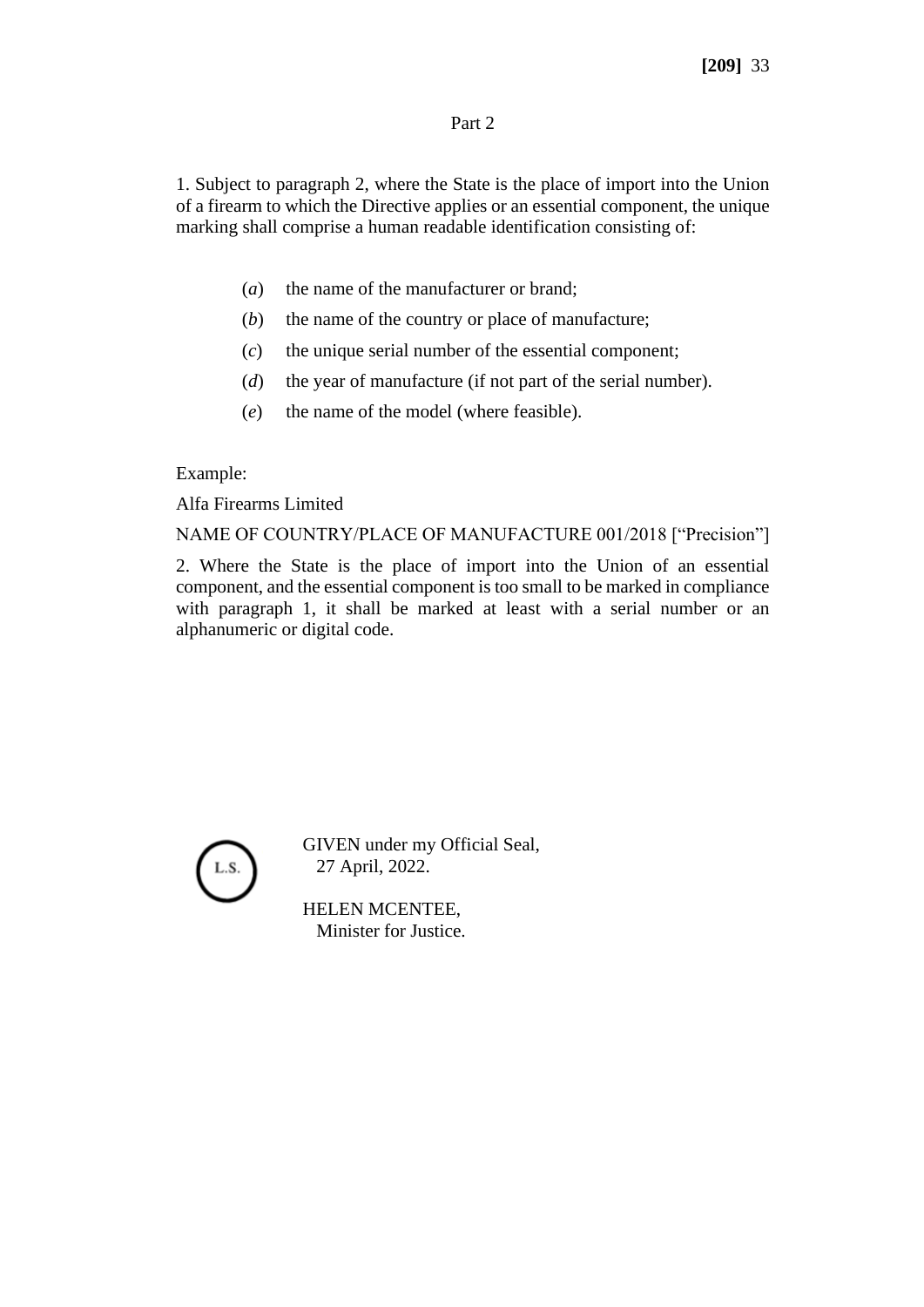Part 2

1. Subject to paragraph 2, where the State is the place of import into the Union of a firearm to which the Directive applies or an essential component, the unique marking shall comprise a human readable identification consisting of:

(*a*) the name of the manufacturer or brand;

(*b*) the name of the country or place of manufacture;

(*c*) the unique serial number of the essential component;

(*d*) the year of manufacture (if not part of the serial number).

(*e*) the name of the model (where feasible).

Example:

Alfa Firearms Limited

NAME OF COUNTRY/PLACE OF MANUFACTURE 001/2018 [“Precision”]

2. Where the State is the place of import into the Union of an essential component, and the essential component is too small to be marked in compliance with paragraph 1, it shall be marked at least with a serial number or an alphanumeric or digital code.

L.S.

GIVEN under my Official Seal,
27 April, 2022.

HELEN MCENTEE,
Minister for Justice.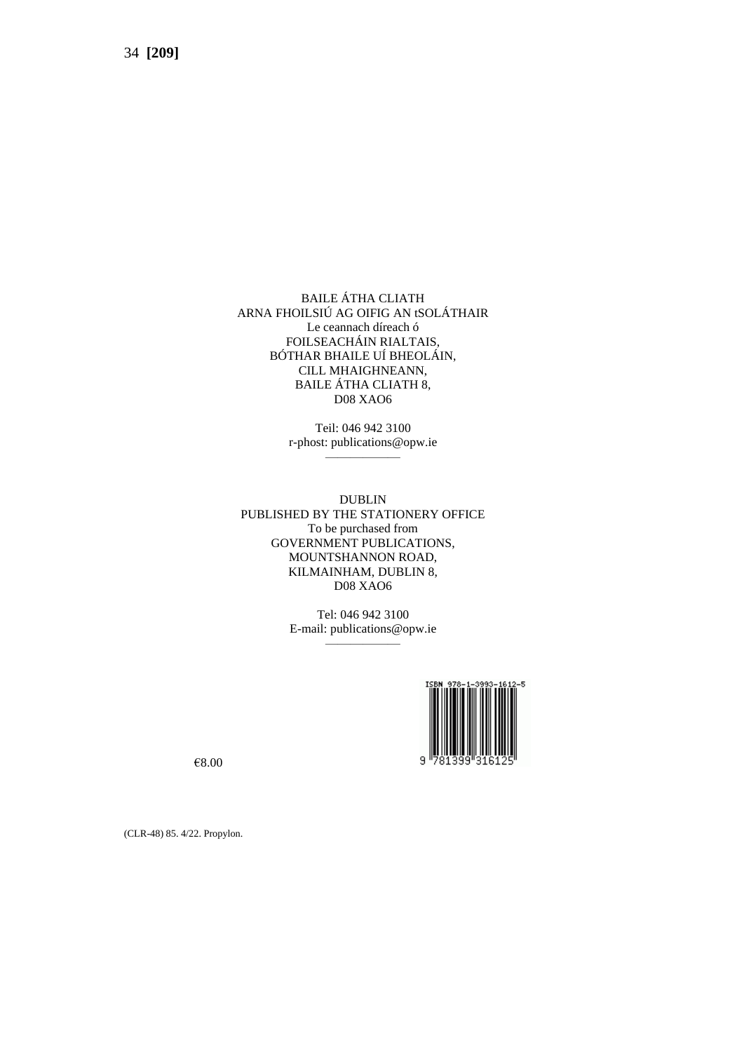BAILE ÁTHA CLIATH
ARNA FHOILSIÚ AG OIFIG AN tSOLÁTHAIR
Le ceannach díreach ó
FOILSEACHÁIN RIALTAIS,
BÓTHAR BHAILE UÍ BHEOLÁIN,
CILL MHAIGHNEANN,
BAILE ÁTHA CLIATH 8,
D08 XAO6

Teil: 046 942 3100
r-phost: publications@opw.ie

---

DUBLIN
PUBLISHED BY THE STATIONERY OFFICE
To be purchased from
GOVERNMENT PUBLICATIONS,
MOUNTSHANNON ROAD,
KILMAINHAM, DUBLIN 8,
D08 XAO6

Tel: 046 942 3100
E-mail: publications@opw.ie

---

ISBN 978-1-3993-1612-5

9 781399 316125

€8.00

(CLR-48) 85. 4/22. Propylon.